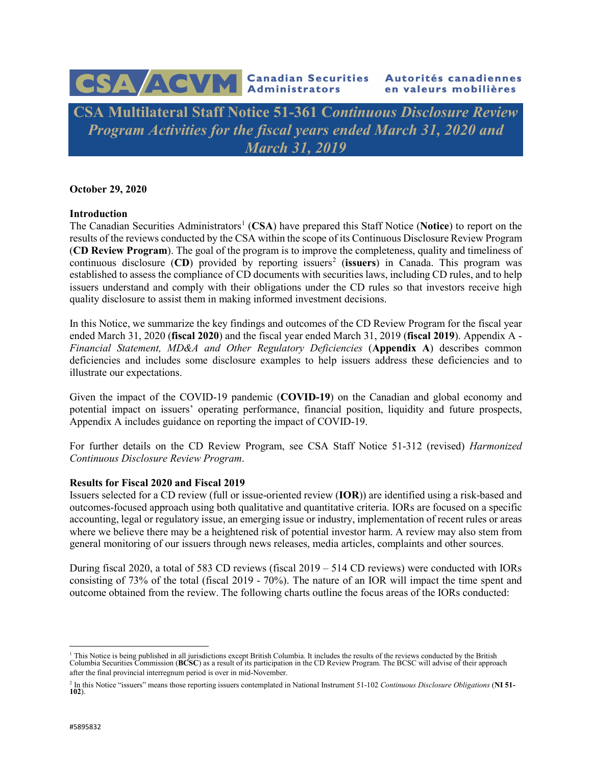CSA/ACVM Canadian Securities Administrators Autorités canadiennes en valeurs mobilières

# CSA Multilateral Staff Notice 51-361 *Continuous Disclosure Review Program Activities for the fiscal years ended March 31, 2020 and March 31, 2019*

**October 29, 2020**

**Introduction**

The Canadian Securities Administrators[1] (**CSA**) have prepared this Staff Notice (**Notice**) to report on the results of the reviews conducted by the CSA within the scope of its Continuous Disclosure Review Program (**CD Review Program**). The goal of the program is to improve the completeness, quality and timeliness of continuous disclosure (**CD**) provided by reporting issuers[2] (**issuers**) in Canada. This program was established to assess the compliance of CD documents with securities laws, including CD rules, and to help issuers understand and comply with their obligations under the CD rules so that investors receive high quality disclosure to assist them in making informed investment decisions.

In this Notice, we summarize the key findings and outcomes of the CD Review Program for the fiscal year ended March 31, 2020 (**fiscal 2020**) and the fiscal year ended March 31, 2019 (**fiscal 2019**). Appendix A - *Financial Statement, MD&A and Other Regulatory Deficiencies* (**Appendix A**) describes common deficiencies and includes some disclosure examples to help issuers address these deficiencies and to illustrate our expectations.

Given the impact of the COVID-19 pandemic (**COVID-19**) on the Canadian and global economy and potential impact on issuers' operating performance, financial position, liquidity and future prospects, Appendix A includes guidance on reporting the impact of COVID-19.

For further details on the CD Review Program, see CSA Staff Notice 51-312 (revised) *Harmonized Continuous Disclosure Review Program*.

**Results for Fiscal 2020 and Fiscal 2019**

Issuers selected for a CD review (full or issue-oriented review (**IOR**)) are identified using a risk-based and outcomes-focused approach using both qualitative and quantitative criteria. IORs are focused on a specific accounting, legal or regulatory issue, an emerging issue or industry, implementation of recent rules or areas where we believe there may be a heightened risk of potential investor harm. A review may also stem from general monitoring of our issuers through news releases, media articles, complaints and other sources.

During fiscal 2020, a total of 583 CD reviews (fiscal 2019 – 514 CD reviews) were conducted with IORs consisting of 73% of the total (fiscal 2019 - 70%). The nature of an IOR will impact the time spent and outcome obtained from the review. The following charts outline the focus areas of the IORs conducted:

---

[1] This Notice is being published in all jurisdictions except British Columbia. It includes the results of the reviews conducted by the British Columbia Securities Commission (**BCSC**) as a result of its participation in the CD Review Program. The BCSC will advise of their approach after the final provincial interregnum period is over in mid-November.

[2] In this Notice "issuers" means those reporting issuers contemplated in National Instrument 51-102 *Continuous Disclosure Obligations* (**NI 51-102**).

#5895832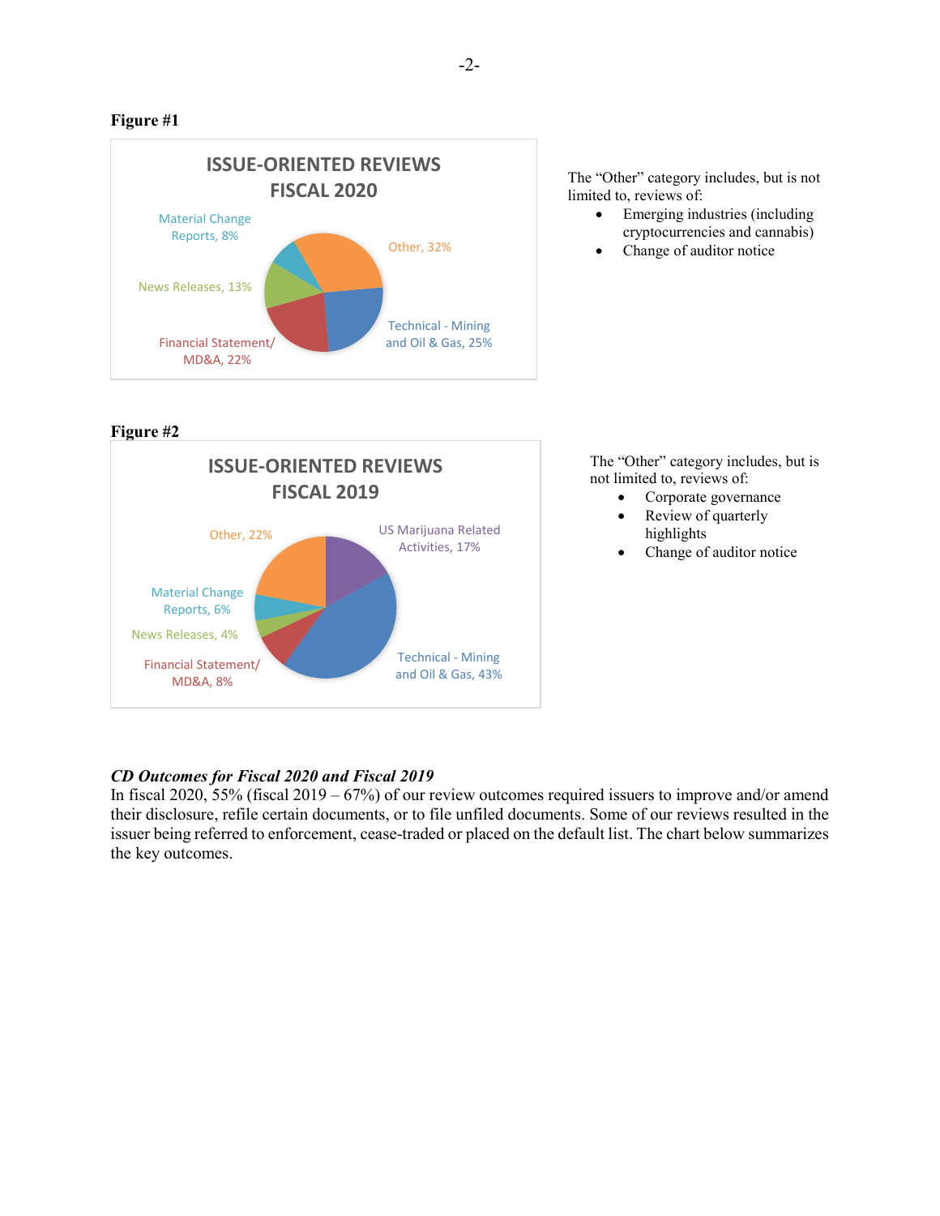**Figure #1**

**ISSUE-ORIENTED REVIEWS FISCAL 2020**

| Category | Percentage |
| --- | --- |
| Other | 32% |
| Technical - Mining and Oil & Gas | 25% |
| Financial Statement/ MD&A | 22% |
| News Releases | 13% |
| Material Change Reports | 8% |

The "Other" category includes, but is not limited to, reviews of:

- Emerging industries (including cryptocurrencies and cannabis)
- Change of auditor notice

**Figure #2**

**ISSUE-ORIENTED REVIEWS FISCAL 2019**

| Category | Percentage |
| --- | --- |
| US Marijuana Related Activities | 17% |
| Technical - Mining and Oil & Gas | 43% |
| Financial Statement/ MD&A | 8% |
| News Releases | 4% |
| Material Change Reports | 6% |
| Other | 22% |

The "Other" category includes, but is not limited to, reviews of:

- Corporate governance
- Review of quarterly highlights
- Change of auditor notice

***CD Outcomes for Fiscal 2020 and Fiscal 2019***

In fiscal 2020, 55% (fiscal 2019 – 67%) of our review outcomes required issuers to improve and/or amend their disclosure, refile certain documents, or to file unfiled documents. Some of our reviews resulted in the issuer being referred to enforcement, cease-traded or placed on the default list. The chart below summarizes the key outcomes.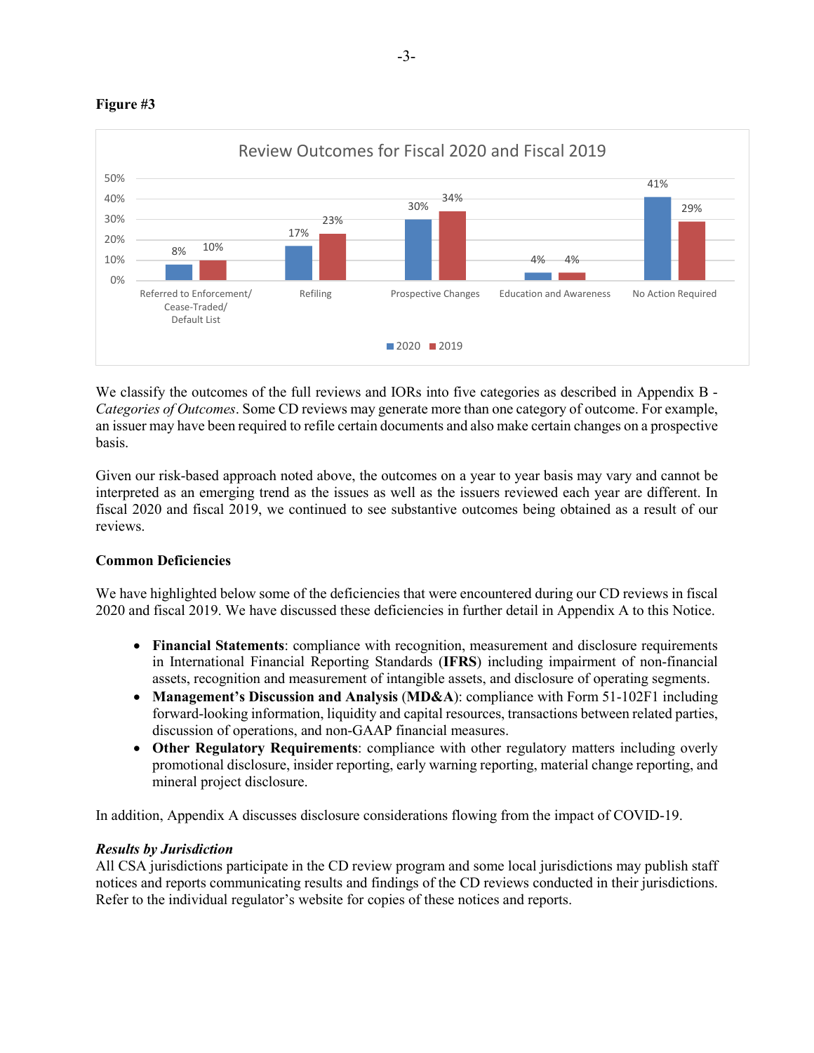**Figure #3**

Review Outcomes for Fiscal 2020 and Fiscal 2019

| | 2020 | 2019 |
|---|---|---|
| Referred to Enforcement/ Cease-Traded/ Default List | 8% | 10% |
| Refiling | 17% | 23% |
| Prospective Changes | 30% | 34% |
| Education and Awareness | 4% | 4% |
| No Action Required | 41% | 29% |

We classify the outcomes of the full reviews and IORs into five categories as described in Appendix B - *Categories of Outcomes*. Some CD reviews may generate more than one category of outcome. For example, an issuer may have been required to refile certain documents and also make certain changes on a prospective basis.

Given our risk-based approach noted above, the outcomes on a year to year basis may vary and cannot be interpreted as an emerging trend as the issues as well as the issuers reviewed each year are different. In fiscal 2020 and fiscal 2019, we continued to see substantive outcomes being obtained as a result of our reviews.

**Common Deficiencies**

We have highlighted below some of the deficiencies that were encountered during our CD reviews in fiscal 2020 and fiscal 2019. We have discussed these deficiencies in further detail in Appendix A to this Notice.

- **Financial Statements**: compliance with recognition, measurement and disclosure requirements in International Financial Reporting Standards (**IFRS**) including impairment of non-financial assets, recognition and measurement of intangible assets, and disclosure of operating segments.
- **Management's Discussion and Analysis** (**MD&A**): compliance with Form 51-102F1 including forward-looking information, liquidity and capital resources, transactions between related parties, discussion of operations, and non-GAAP financial measures.
- **Other Regulatory Requirements**: compliance with other regulatory matters including overly promotional disclosure, insider reporting, early warning reporting, material change reporting, and mineral project disclosure.

In addition, Appendix A discusses disclosure considerations flowing from the impact of COVID-19.

***Results by Jurisdiction***

All CSA jurisdictions participate in the CD review program and some local jurisdictions may publish staff notices and reports communicating results and findings of the CD reviews conducted in their jurisdictions. Refer to the individual regulator's website for copies of these notices and reports.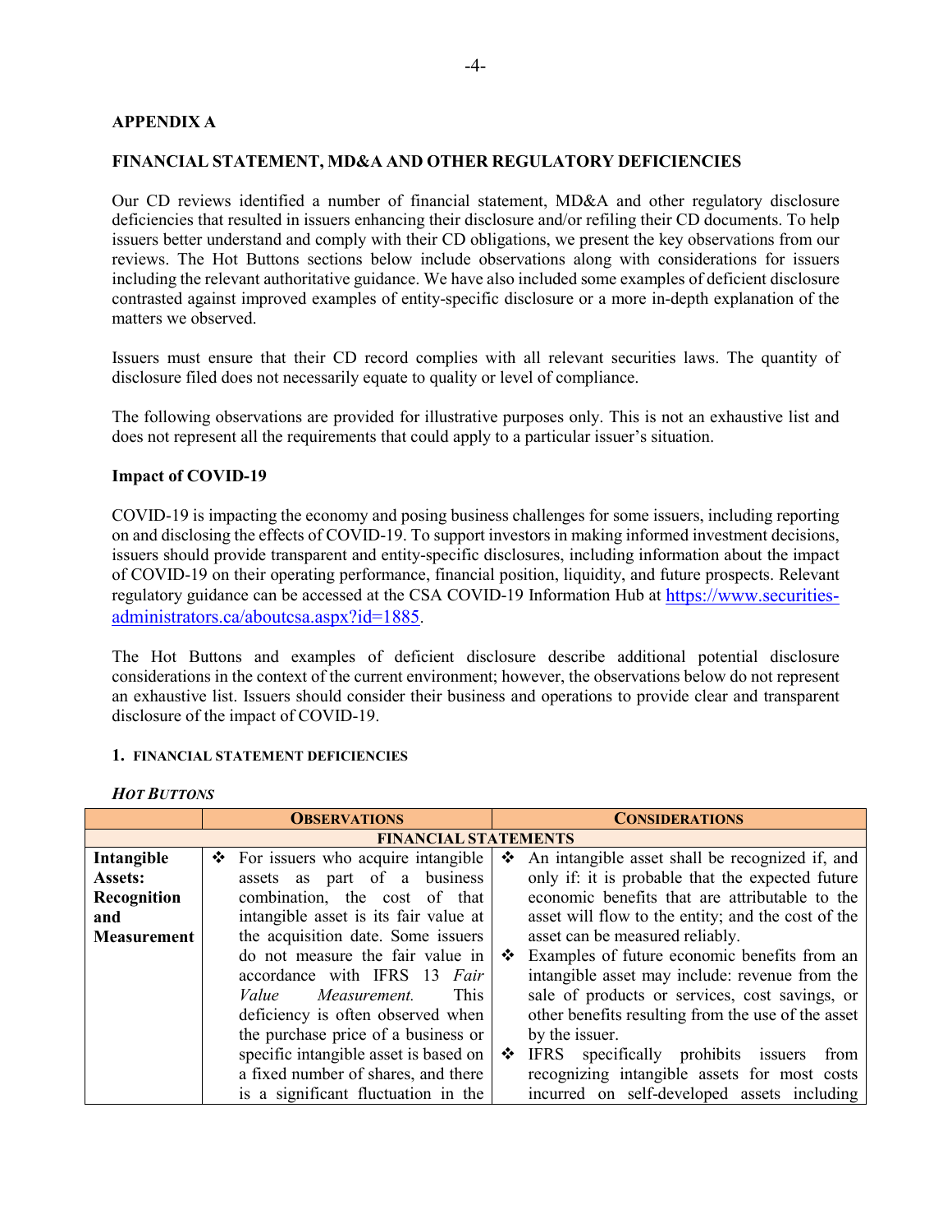## APPENDIX A

## FINANCIAL STATEMENT, MD&A AND OTHER REGULATORY DEFICIENCIES

Our CD reviews identified a number of financial statement, MD&A and other regulatory disclosure deficiencies that resulted in issuers enhancing their disclosure and/or refiling their CD documents. To help issuers better understand and comply with their CD obligations, we present the key observations from our reviews. The Hot Buttons sections below include observations along with considerations for issuers including the relevant authoritative guidance. We have also included some examples of deficient disclosure contrasted against improved examples of entity-specific disclosure or a more in-depth explanation of the matters we observed.

Issuers must ensure that their CD record complies with all relevant securities laws. The quantity of disclosure filed does not necessarily equate to quality or level of compliance.

The following observations are provided for illustrative purposes only. This is not an exhaustive list and does not represent all the requirements that could apply to a particular issuer's situation.

### Impact of COVID-19

COVID-19 is impacting the economy and posing business challenges for some issuers, including reporting on and disclosing the effects of COVID-19. To support investors in making informed investment decisions, issuers should provide transparent and entity-specific disclosures, including information about the impact of COVID-19 on their operating performance, financial position, liquidity, and future prospects. Relevant regulatory guidance can be accessed at the CSA COVID-19 Information Hub at [https://www.securities-administrators.ca/aboutcsa.aspx?id=1885](https://www.securities-administrators.ca/aboutcsa.aspx?id=1885).

The Hot Buttons and examples of deficient disclosure describe additional potential disclosure considerations in the context of the current environment; however, the observations below do not represent an exhaustive list. Issuers should consider their business and operations to provide clear and transparent disclosure of the impact of COVID-19.

### 1. FINANCIAL STATEMENT DEFICIENCIES

***HOT BUTTONS***

| | OBSERVATIONS | CONSIDERATIONS |
|---|---|---|
| | **FINANCIAL STATEMENTS** | |
| **Intangible Assets: Recognition and Measurement** | ❖ For issuers who acquire intangible assets as part of a business combination, the cost of that intangible asset is its fair value at the acquisition date. Some issuers do not measure the fair value in accordance with IFRS 13 *Fair Value Measurement.* This deficiency is often observed when the purchase price of a business or specific intangible asset is based on a fixed number of shares, and there is a significant fluctuation in the | ❖ An intangible asset shall be recognized if, and only if: it is probable that the expected future economic benefits that are attributable to the asset will flow to the entity; and the cost of the asset can be measured reliably.<br>❖ Examples of future economic benefits from an intangible asset may include: revenue from the sale of products or services, cost savings, or other benefits resulting from the use of the asset by the issuer.<br>❖ IFRS specifically prohibits issuers from recognizing intangible assets for most costs incurred on self-developed assets including |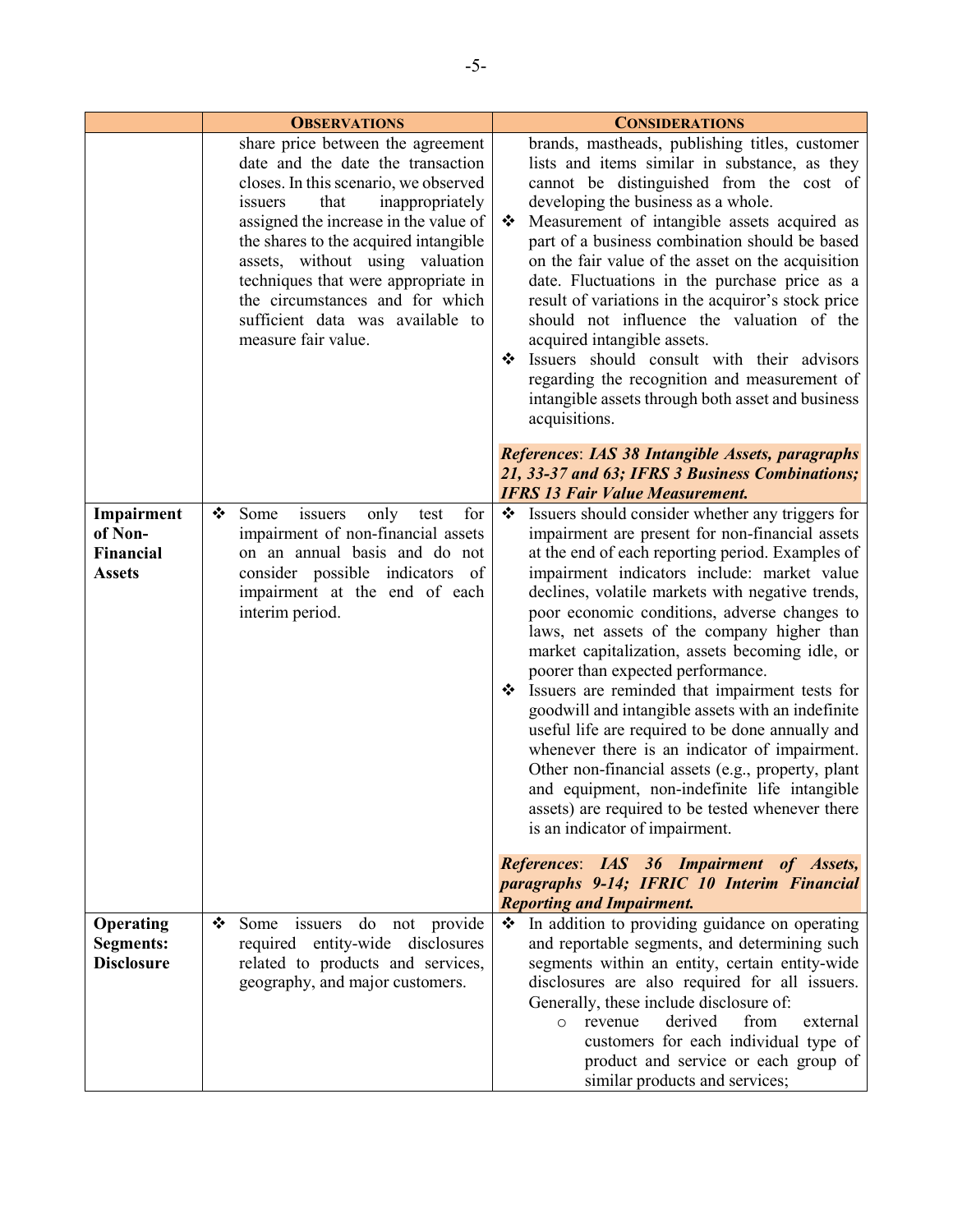| | **OBSERVATIONS** | **CONSIDERATIONS** |
|---|---|---|
| | share price between the agreement date and the date the transaction closes. In this scenario, we observed issuers that inappropriately assigned the increase in the value of the shares to the acquired intangible assets, without using valuation techniques that were appropriate in the circumstances and for which sufficient data was available to measure fair value. | brands, mastheads, publishing titles, customer lists and items similar in substance, as they cannot be distinguished from the cost of developing the business as a whole.<br>❖ Measurement of intangible assets acquired as part of a business combination should be based on the fair value of the asset on the acquisition date. Fluctuations in the purchase price as a result of variations in the acquiror's stock price should not influence the valuation of the acquired intangible assets.<br>❖ Issuers should consult with their advisors regarding the recognition and measurement of intangible assets through both asset and business acquisitions.<br><br>***References*: *IAS 38 Intangible Assets, paragraphs 21, 33-37 and 63; IFRS 3 Business Combinations; IFRS 13 Fair Value Measurement.*** |
| **Impairment of Non-Financial Assets** | ❖ Some issuers only test for impairment of non-financial assets on an annual basis and do not consider possible indicators of impairment at the end of each interim period. | ❖ Issuers should consider whether any triggers for impairment are present for non-financial assets at the end of each reporting period. Examples of impairment indicators include: market value declines, volatile markets with negative trends, poor economic conditions, adverse changes to laws, net assets of the company higher than market capitalization, assets becoming idle, or poorer than expected performance.<br>❖ Issuers are reminded that impairment tests for goodwill and intangible assets with an indefinite useful life are required to be done annually and whenever there is an indicator of impairment. Other non-financial assets (e.g., property, plant and equipment, non-indefinite life intangible assets) are required to be tested whenever there is an indicator of impairment.<br><br>***References*: *IAS 36 Impairment of Assets, paragraphs 9-14; IFRIC 10 Interim Financial Reporting and Impairment.*** |
| **Operating Segments: Disclosure** | ❖ Some issuers do not provide required entity-wide disclosures related to products and services, geography, and major customers. | ❖ In addition to providing guidance on operating and reportable segments, and determining such segments within an entity, certain entity-wide disclosures are also required for all issuers. Generally, these include disclosure of:<br>○ revenue derived from external customers for each individual type of product and service or each group of similar products and services; |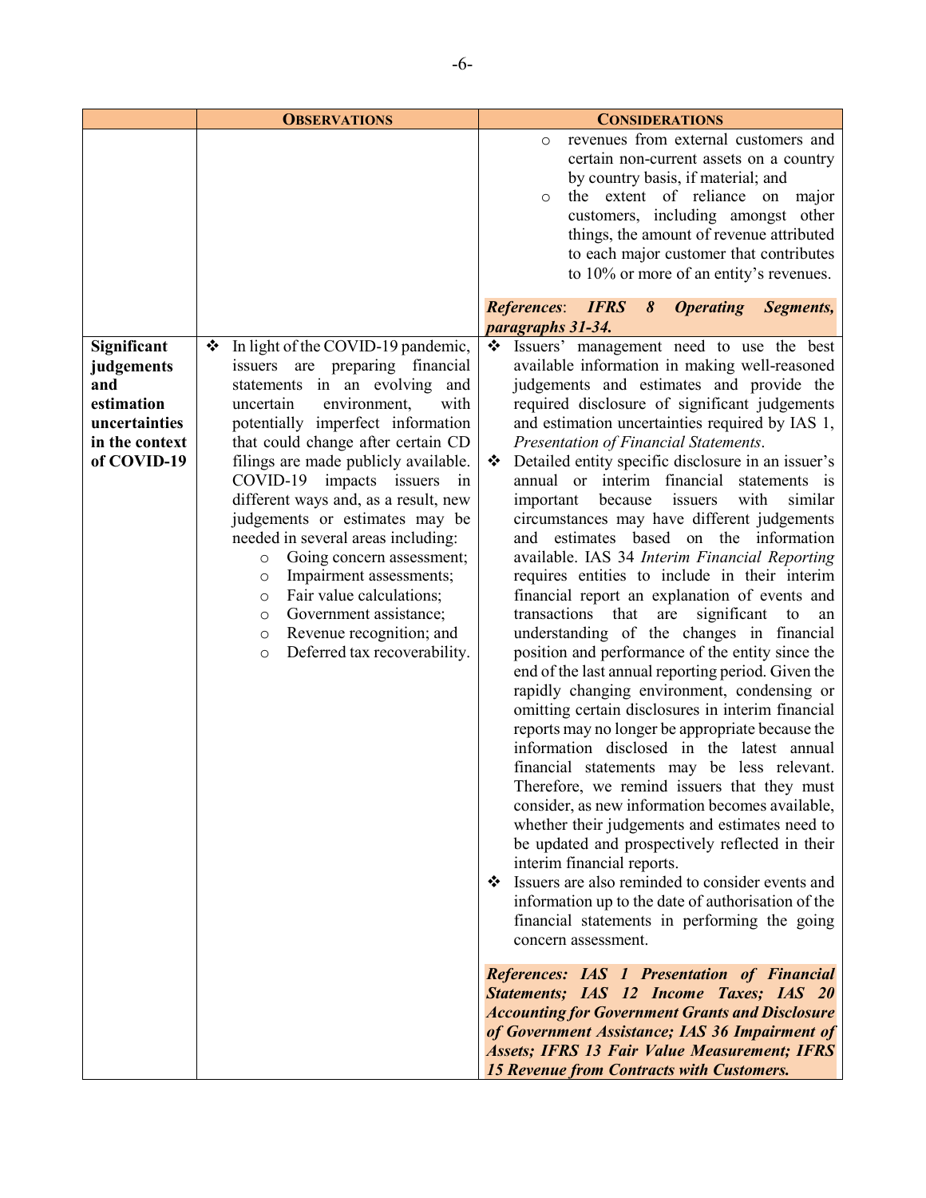| | **OBSERVATIONS** | **CONSIDERATIONS** |
|---|---|---|
| | | ○ revenues from external customers and certain non-current assets on a country by country basis, if material; and<br>○ the extent of reliance on major customers, including amongst other things, the amount of revenue attributed to each major customer that contributes to 10% or more of an entity's revenues.<br><br>***References*: *IFRS 8 Operating Segments, paragraphs 31-34.*** |
| **Significant judgements and estimation uncertainties in the context of COVID-19** | ❖ In light of the COVID-19 pandemic, issuers are preparing financial statements in an evolving and uncertain environment, with potentially imperfect information that could change after certain CD filings are made publicly available. COVID-19 impacts issuers in different ways and, as a result, new judgements or estimates may be needed in several areas including:<br>○ Going concern assessment;<br>○ Impairment assessments;<br>○ Fair value calculations;<br>○ Government assistance;<br>○ Revenue recognition; and<br>○ Deferred tax recoverability. | ❖ Issuers' management need to use the best available information in making well-reasoned judgements and estimates and provide the required disclosure of significant judgements and estimation uncertainties required by IAS 1, *Presentation of Financial Statements*.<br>❖ Detailed entity specific disclosure in an issuer's annual or interim financial statements is important because issuers with similar circumstances may have different judgements and estimates based on the information available. IAS 34 *Interim Financial Reporting* requires entities to include in their interim financial report an explanation of events and transactions that are significant to an understanding of the changes in financial position and performance of the entity since the end of the last annual reporting period. Given the rapidly changing environment, condensing or omitting certain disclosures in interim financial reports may no longer be appropriate because the information disclosed in the latest annual financial statements may be less relevant. Therefore, we remind issuers that they must consider, as new information becomes available, whether their judgements and estimates need to be updated and prospectively reflected in their interim financial reports.<br>❖ Issuers are also reminded to consider events and information up to the date of authorisation of the financial statements in performing the going concern assessment.<br><br>***References: IAS 1 Presentation of Financial Statements; IAS 12 Income Taxes; IAS 20 Accounting for Government Grants and Disclosure of Government Assistance; IAS 36 Impairment of Assets; IFRS 13 Fair Value Measurement; IFRS 15 Revenue from Contracts with Customers.*** |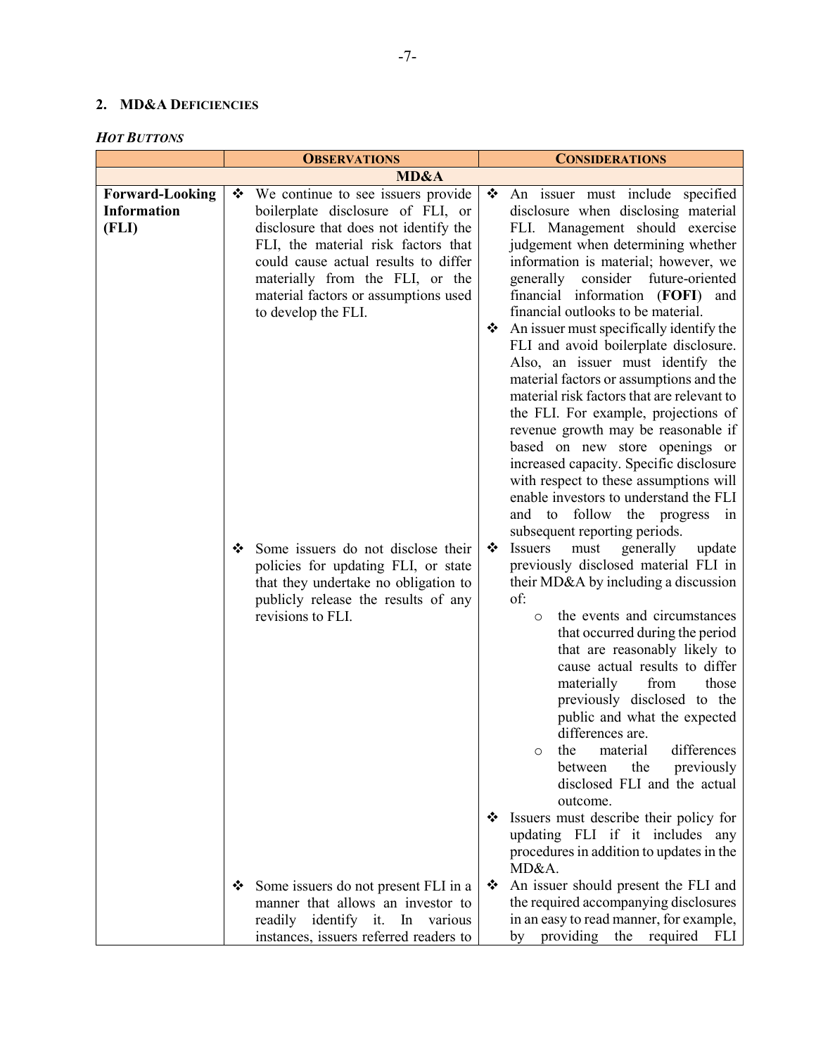## 2. MD&A DEFICIENCIES

### *HOT BUTTONS*

| | OBSERVATIONS | CONSIDERATIONS |
|---|---|---|
| | **MD&A** | |
| **Forward-Looking Information (FLI)** | ❖ We continue to see issuers provide boilerplate disclosure of FLI, or disclosure that does not identify the FLI, the material risk factors that could cause actual results to differ materially from the FLI, or the material factors or assumptions used to develop the FLI. | ❖ An issuer must include specified disclosure when disclosing material FLI. Management should exercise judgement when determining whether information is material; however, we generally consider future-oriented financial information (**FOFI**) and financial outlooks to be material.<br>❖ An issuer must specifically identify the FLI and avoid boilerplate disclosure. Also, an issuer must identify the material factors or assumptions and the material risk factors that are relevant to the FLI. For example, projections of revenue growth may be reasonable if based on new store openings or increased capacity. Specific disclosure with respect to these assumptions will enable investors to understand the FLI and to follow the progress in subsequent reporting periods. |
| | ❖ Some issuers do not disclose their policies for updating FLI, or state that they undertake no obligation to publicly release the results of any revisions to FLI. | ❖ Issuers must generally update previously disclosed material FLI in their MD&A by including a discussion of:<br>○ the events and circumstances that occurred during the period that are reasonably likely to cause actual results to differ materially from those previously disclosed to the public and what the expected differences are.<br>○ the material differences between the previously disclosed FLI and the actual outcome.<br>❖ Issuers must describe their policy for updating FLI if it includes any procedures in addition to updates in the MD&A. |
| | ❖ Some issuers do not present FLI in a manner that allows an investor to readily identify it. In various instances, issuers referred readers to | ❖ An issuer should present the FLI and the required accompanying disclosures in an easy to read manner, for example, by providing the required FLI |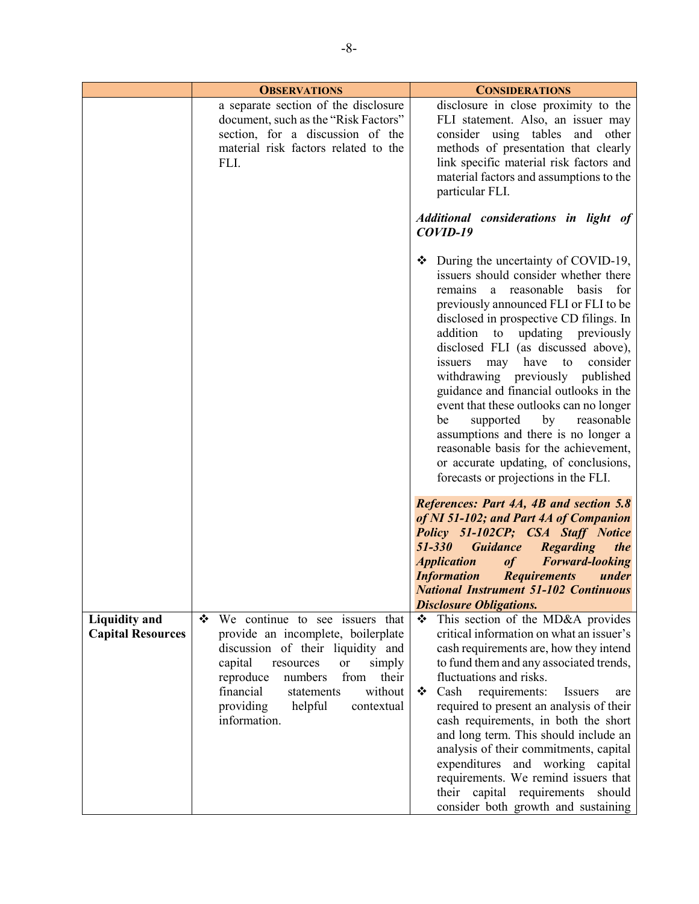| | **OBSERVATIONS** | **CONSIDERATIONS** |
|---|---|---|
| | a separate section of the disclosure document, such as the "Risk Factors" section, for a discussion of the material risk factors related to the FLI. | disclosure in close proximity to the FLI statement. Also, an issuer may consider using tables and other methods of presentation that clearly link specific material risk factors and material factors and assumptions to the particular FLI.<br><br>***Additional considerations in light of COVID-19***<br><br>❖ During the uncertainty of COVID-19, issuers should consider whether there remains a reasonable basis for previously announced FLI or FLI to be disclosed in prospective CD filings. In addition to updating previously disclosed FLI (as discussed above), issuers may have to consider withdrawing previously published guidance and financial outlooks in the event that these outlooks can no longer be supported by reasonable assumptions and there is no longer a reasonable basis for the achievement, or accurate updating, of conclusions, forecasts or projections in the FLI.<br><br>***References: Part 4A, 4B and section 5.8 of NI 51-102; and Part 4A of Companion Policy 51-102CP; CSA Staff Notice 51-330 Guidance Regarding the Application of Forward-looking Information Requirements under National Instrument 51-102 Continuous Disclosure Obligations.*** |
| **Liquidity and Capital Resources** | ❖ We continue to see issuers that provide an incomplete, boilerplate discussion of their liquidity and capital resources or simply reproduce numbers from their financial statements without providing helpful contextual information. | ❖ This section of the MD&A provides critical information on what an issuer's cash requirements are, how they intend to fund them and any associated trends, fluctuations and risks.<br>❖ Cash requirements: Issuers are required to present an analysis of their cash requirements, in both the short and long term. This should include an analysis of their commitments, capital expenditures and working capital requirements. We remind issuers that their capital requirements should consider both growth and sustaining |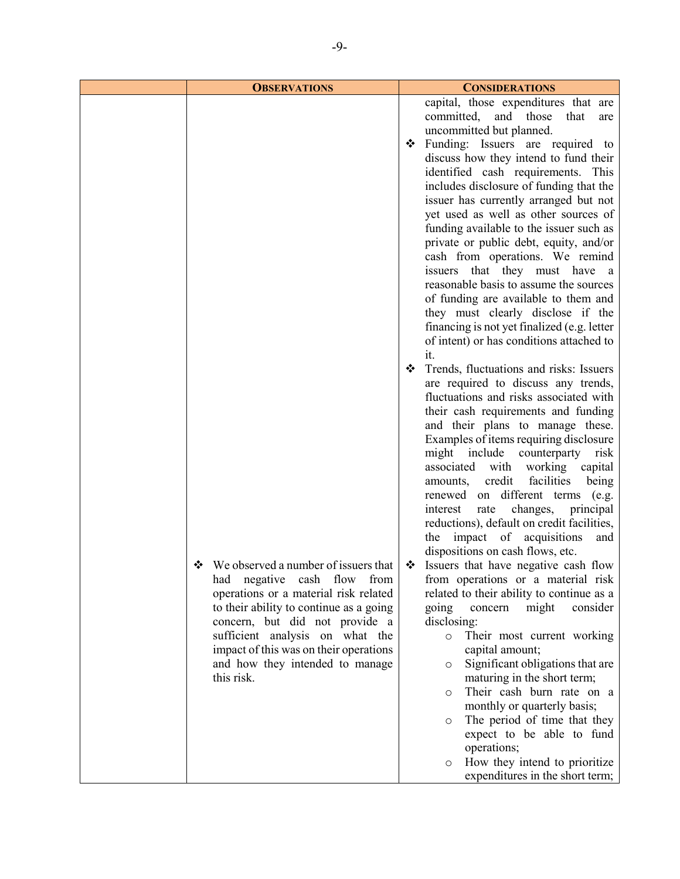| | OBSERVATIONS | CONSIDERATIONS |
|---|---|---|
| | | capital, those expenditures that are committed, and those that are uncommitted but planned.<br>❖ Funding: Issuers are required to discuss how they intend to fund their identified cash requirements. This includes disclosure of funding that the issuer has currently arranged but not yet used as well as other sources of funding available to the issuer such as private or public debt, equity, and/or cash from operations. We remind issuers that they must have a reasonable basis to assume the sources of funding are available to them and they must clearly disclose if the financing is not yet finalized (e.g. letter of intent) or has conditions attached to it.<br>❖ Trends, fluctuations and risks: Issuers are required to discuss any trends, fluctuations and risks associated with their cash requirements and funding and their plans to manage these. Examples of items requiring disclosure might include counterparty risk associated with working capital amounts, credit facilities being renewed on different terms (e.g. interest rate changes, principal reductions), default on credit facilities, the impact of acquisitions and dispositions on cash flows, etc. |
| | ❖ We observed a number of issuers that had negative cash flow from operations or a material risk related to their ability to continue as a going concern, but did not provide a sufficient analysis on what the impact of this was on their operations and how they intended to manage this risk. | ❖ Issuers that have negative cash flow from operations or a material risk related to their ability to continue as a going concern might consider disclosing:<br>○ Their most current working capital amount;<br>○ Significant obligations that are maturing in the short term;<br>○ Their cash burn rate on a monthly or quarterly basis;<br>○ The period of time that they expect to be able to fund operations;<br>○ How they intend to prioritize expenditures in the short term; |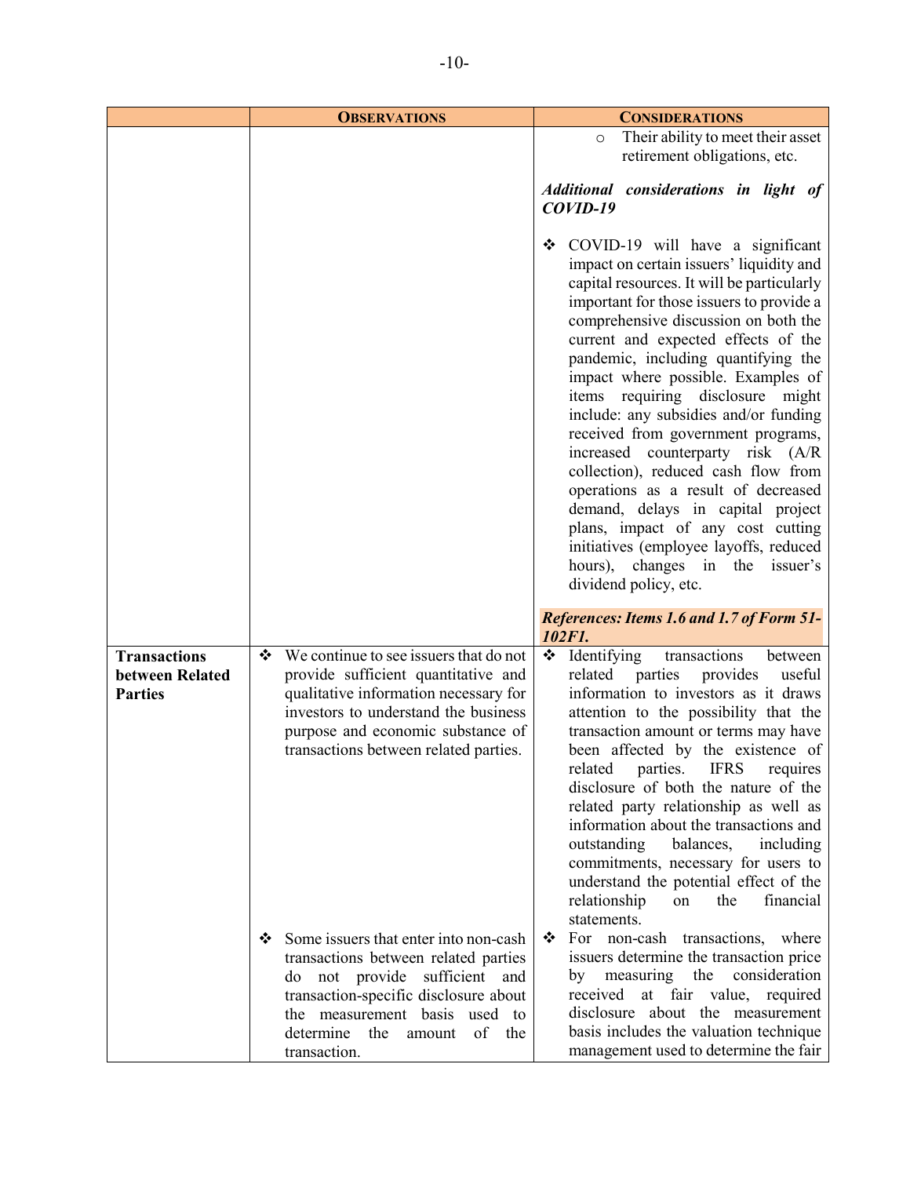| | **OBSERVATIONS** | **CONSIDERATIONS** |
|---|---|---|
| | | ○ Their ability to meet their asset retirement obligations, etc.<br><br>***Additional considerations in light of COVID-19***<br><br>❖ COVID-19 will have a significant impact on certain issuers' liquidity and capital resources. It will be particularly important for those issuers to provide a comprehensive discussion on both the current and expected effects of the pandemic, including quantifying the impact where possible. Examples of items requiring disclosure might include: any subsidies and/or funding received from government programs, increased counterparty risk (A/R collection), reduced cash flow from operations as a result of decreased demand, delays in capital project plans, impact of any cost cutting initiatives (employee layoffs, reduced hours), changes in the issuer's dividend policy, etc.<br><br>***References: Items 1.6 and 1.7 of Form 51-102F1.*** |
| **Transactions between Related Parties** | ❖ We continue to see issuers that do not provide sufficient quantitative and qualitative information necessary for investors to understand the business purpose and economic substance of transactions between related parties. | ❖ Identifying transactions between related parties provides useful information to investors as it draws attention to the possibility that the transaction amount or terms may have been affected by the existence of related parties. IFRS requires disclosure of both the nature of the related party relationship as well as information about the transactions and outstanding balances, including commitments, necessary for users to understand the potential effect of the relationship on the financial statements. |
| | ❖ Some issuers that enter into non-cash transactions between related parties do not provide sufficient and transaction-specific disclosure about the measurement basis used to determine the amount of the transaction. | ❖ For non-cash transactions, where issuers determine the transaction price by measuring the consideration received at fair value, required disclosure about the measurement basis includes the valuation technique management used to determine the fair |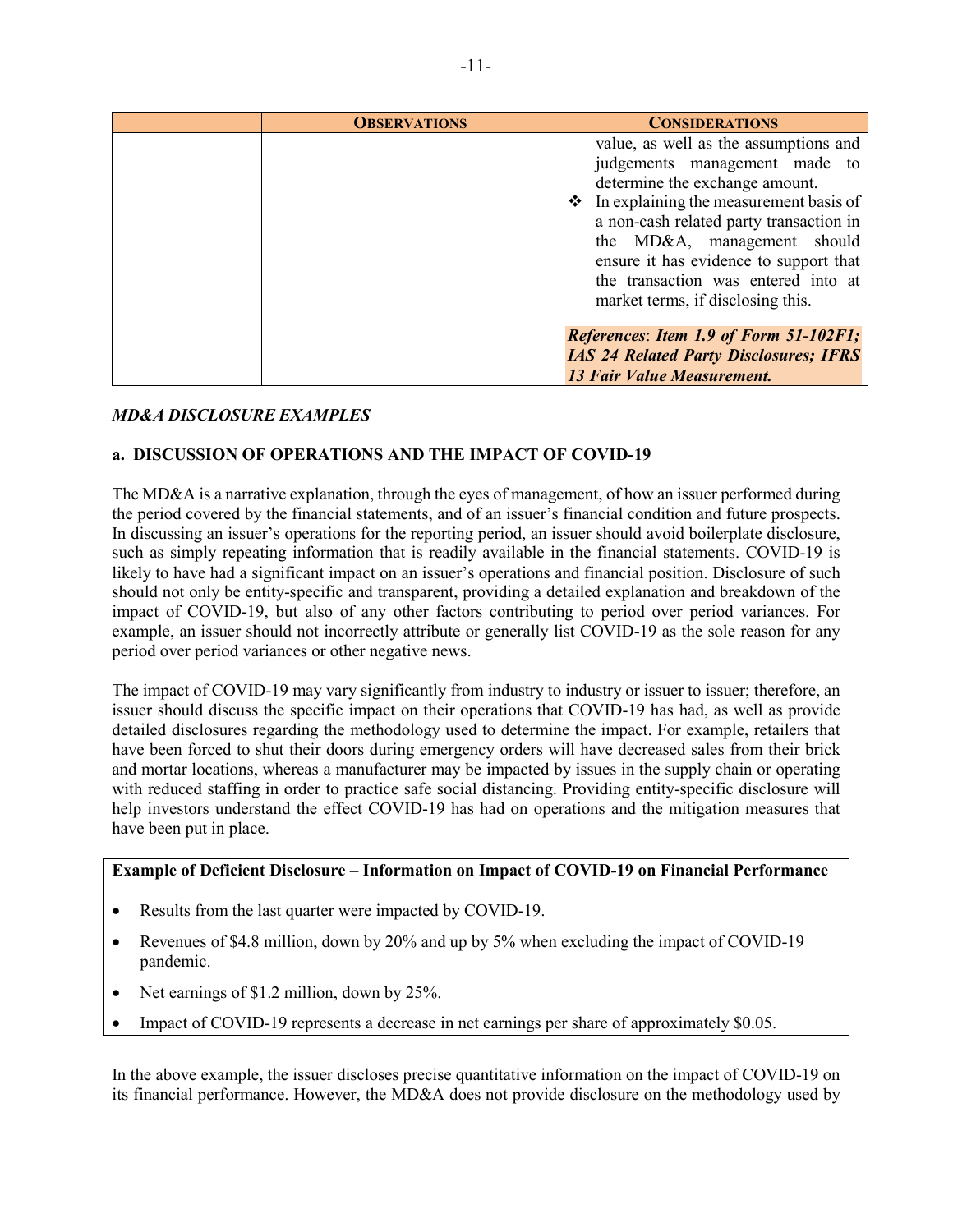| | **OBSERVATIONS** | **CONSIDERATIONS** |
|---|---|---|
| | | value, as well as the assumptions and judgements management made to determine the exchange amount.<br>❖ In explaining the measurement basis of a non-cash related party transaction in the MD&A, management should ensure it has evidence to support that the transaction was entered into at market terms, if disclosing this.<br><br>***References*: *Item 1.9 of Form 51-102F1; IAS 24 Related Party Disclosures; IFRS 13 Fair Value Measurement.*** |

### *MD&A DISCLOSURE EXAMPLES*

#### a. DISCUSSION OF OPERATIONS AND THE IMPACT OF COVID-19

The MD&A is a narrative explanation, through the eyes of management, of how an issuer performed during the period covered by the financial statements, and of an issuer's financial condition and future prospects. In discussing an issuer's operations for the reporting period, an issuer should avoid boilerplate disclosure, such as simply repeating information that is readily available in the financial statements. COVID-19 is likely to have had a significant impact on an issuer's operations and financial position. Disclosure of such should not only be entity-specific and transparent, providing a detailed explanation and breakdown of the impact of COVID-19, but also of any other factors contributing to period over period variances. For example, an issuer should not incorrectly attribute or generally list COVID-19 as the sole reason for any period over period variances or other negative news.

The impact of COVID-19 may vary significantly from industry to industry or issuer to issuer; therefore, an issuer should discuss the specific impact on their operations that COVID-19 has had, as well as provide detailed disclosures regarding the methodology used to determine the impact. For example, retailers that have been forced to shut their doors during emergency orders will have decreased sales from their brick and mortar locations, whereas a manufacturer may be impacted by issues in the supply chain or operating with reduced staffing in order to practice safe social distancing. Providing entity-specific disclosure will help investors understand the effect COVID-19 has had on operations and the mitigation measures that have been put in place.

**Example of Deficient Disclosure – Information on Impact of COVID-19 on Financial Performance**

- Results from the last quarter were impacted by COVID-19.
- Revenues of $4.8 million, down by 20% and up by 5% when excluding the impact of COVID-19 pandemic.
- Net earnings of $1.2 million, down by 25%.
- Impact of COVID-19 represents a decrease in net earnings per share of approximately $0.05.

In the above example, the issuer discloses precise quantitative information on the impact of COVID-19 on its financial performance. However, the MD&A does not provide disclosure on the methodology used by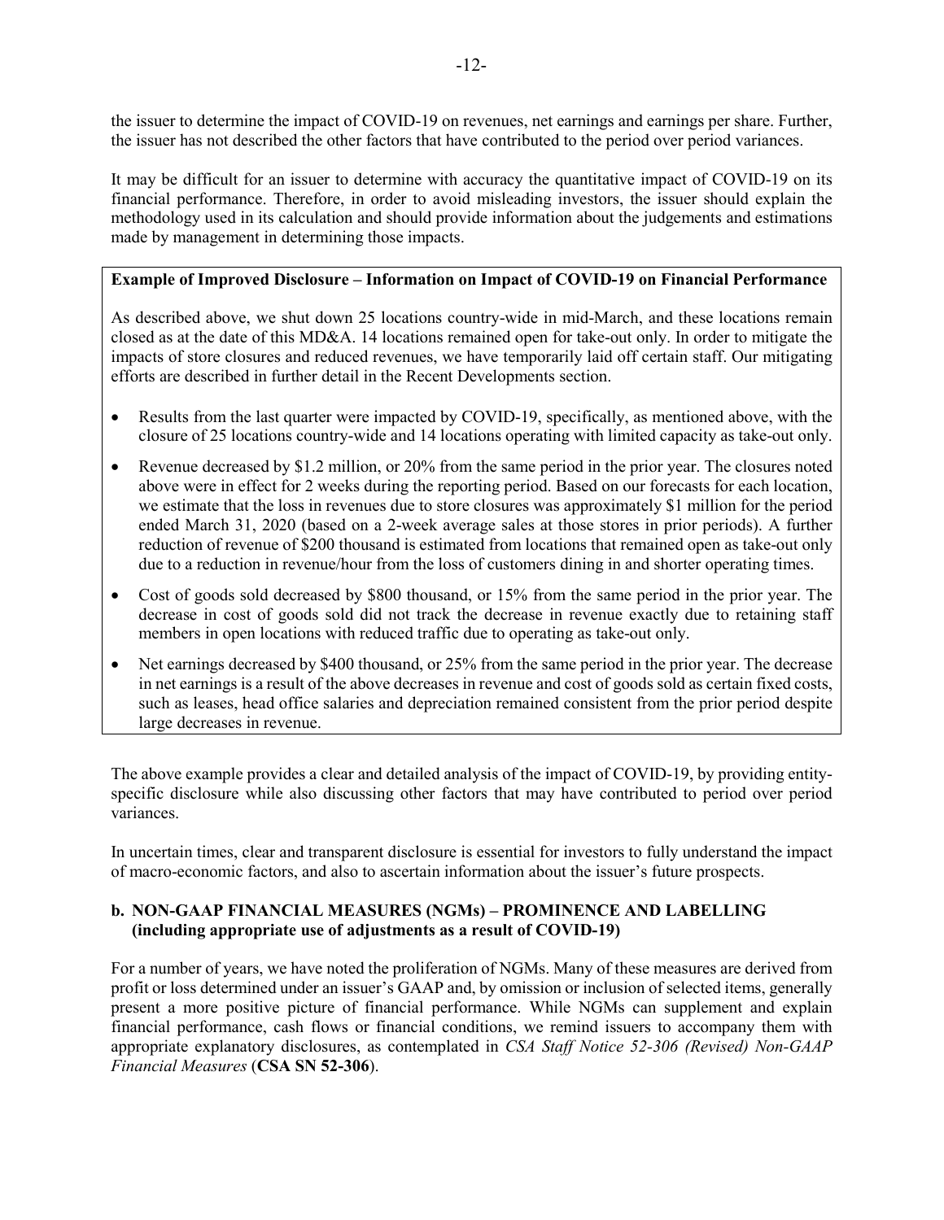the issuer to determine the impact of COVID-19 on revenues, net earnings and earnings per share. Further, the issuer has not described the other factors that have contributed to the period over period variances.

It may be difficult for an issuer to determine with accuracy the quantitative impact of COVID-19 on its financial performance. Therefore, in order to avoid misleading investors, the issuer should explain the methodology used in its calculation and should provide information about the judgements and estimations made by management in determining those impacts.

> **Example of Improved Disclosure – Information on Impact of COVID-19 on Financial Performance**
>
> As described above, we shut down 25 locations country-wide in mid-March, and these locations remain closed as at the date of this MD&A. 14 locations remained open for take-out only. In order to mitigate the impacts of store closures and reduced revenues, we have temporarily laid off certain staff. Our mitigating efforts are described in further detail in the Recent Developments section.
>
> - Results from the last quarter were impacted by COVID-19, specifically, as mentioned above, with the closure of 25 locations country-wide and 14 locations operating with limited capacity as take-out only.
> - Revenue decreased by $1.2 million, or 20% from the same period in the prior year. The closures noted above were in effect for 2 weeks during the reporting period. Based on our forecasts for each location, we estimate that the loss in revenues due to store closures was approximately $1 million for the period ended March 31, 2020 (based on a 2-week average sales at those stores in prior periods). A further reduction of revenue of $200 thousand is estimated from locations that remained open as take-out only due to a reduction in revenue/hour from the loss of customers dining in and shorter operating times.
> - Cost of goods sold decreased by $800 thousand, or 15% from the same period in the prior year. The decrease in cost of goods sold did not track the decrease in revenue exactly due to retaining staff members in open locations with reduced traffic due to operating as take-out only.
> - Net earnings decreased by $400 thousand, or 25% from the same period in the prior year. The decrease in net earnings is a result of the above decreases in revenue and cost of goods sold as certain fixed costs, such as leases, head office salaries and depreciation remained consistent from the prior period despite large decreases in revenue.

The above example provides a clear and detailed analysis of the impact of COVID-19, by providing entity-specific disclosure while also discussing other factors that may have contributed to period over period variances.

In uncertain times, clear and transparent disclosure is essential for investors to fully understand the impact of macro-economic factors, and also to ascertain information about the issuer's future prospects.

### b. NON-GAAP FINANCIAL MEASURES (NGMs) – PROMINENCE AND LABELLING (including appropriate use of adjustments as a result of COVID-19)

For a number of years, we have noted the proliferation of NGMs. Many of these measures are derived from profit or loss determined under an issuer's GAAP and, by omission or inclusion of selected items, generally present a more positive picture of financial performance. While NGMs can supplement and explain financial performance, cash flows or financial conditions, we remind issuers to accompany them with appropriate explanatory disclosures, as contemplated in *CSA Staff Notice 52-306 (Revised) Non-GAAP Financial Measures* (**CSA SN 52-306**).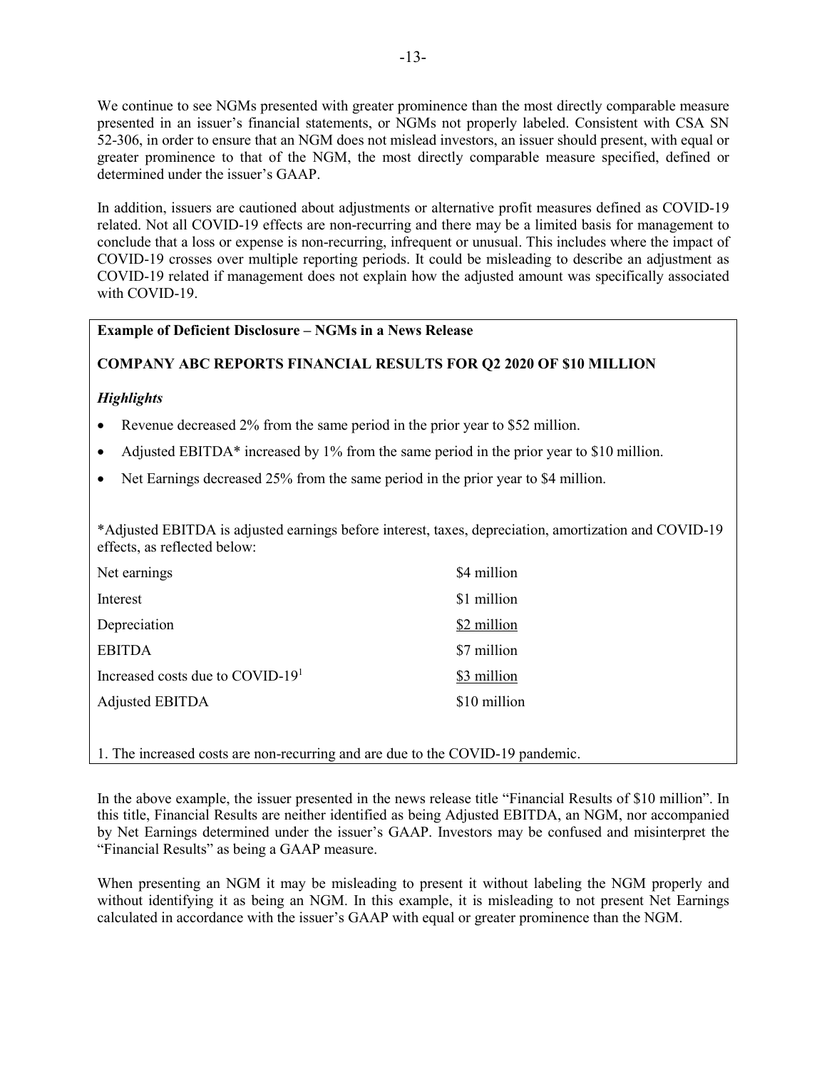We continue to see NGMs presented with greater prominence than the most directly comparable measure presented in an issuer's financial statements, or NGMs not properly labeled. Consistent with CSA SN 52-306, in order to ensure that an NGM does not mislead investors, an issuer should present, with equal or greater prominence to that of the NGM, the most directly comparable measure specified, defined or determined under the issuer's GAAP.

In addition, issuers are cautioned about adjustments or alternative profit measures defined as COVID-19 related. Not all COVID-19 effects are non-recurring and there may be a limited basis for management to conclude that a loss or expense is non-recurring, infrequent or unusual. This includes where the impact of COVID-19 crosses over multiple reporting periods. It could be misleading to describe an adjustment as COVID-19 related if management does not explain how the adjusted amount was specifically associated with COVID-19.

**Example of Deficient Disclosure – NGMs in a News Release**

**COMPANY ABC REPORTS FINANCIAL RESULTS FOR Q2 2020 OF $10 MILLION**

***Highlights***

- Revenue decreased 2% from the same period in the prior year to $52 million.
- Adjusted EBITDA* increased by 1% from the same period in the prior year to $10 million.
- Net Earnings decreased 25% from the same period in the prior year to $4 million.

*Adjusted EBITDA is adjusted earnings before interest, taxes, depreciation, amortization and COVID-19 effects, as reflected below:

| | |
|---|---|
| Net earnings | $4 million |
| Interest | $1 million |
| Depreciation | $2 million |
| EBITDA | $7 million |
| Increased costs due to COVID-19[1] | $3 million |
| Adjusted EBITDA | $10 million |

1. The increased costs are non-recurring and are due to the COVID-19 pandemic.

In the above example, the issuer presented in the news release title "Financial Results of $10 million". In this title, Financial Results are neither identified as being Adjusted EBITDA, an NGM, nor accompanied by Net Earnings determined under the issuer's GAAP. Investors may be confused and misinterpret the "Financial Results" as being a GAAP measure.

When presenting an NGM it may be misleading to present it without labeling the NGM properly and without identifying it as being an NGM. In this example, it is misleading to not present Net Earnings calculated in accordance with the issuer's GAAP with equal or greater prominence than the NGM.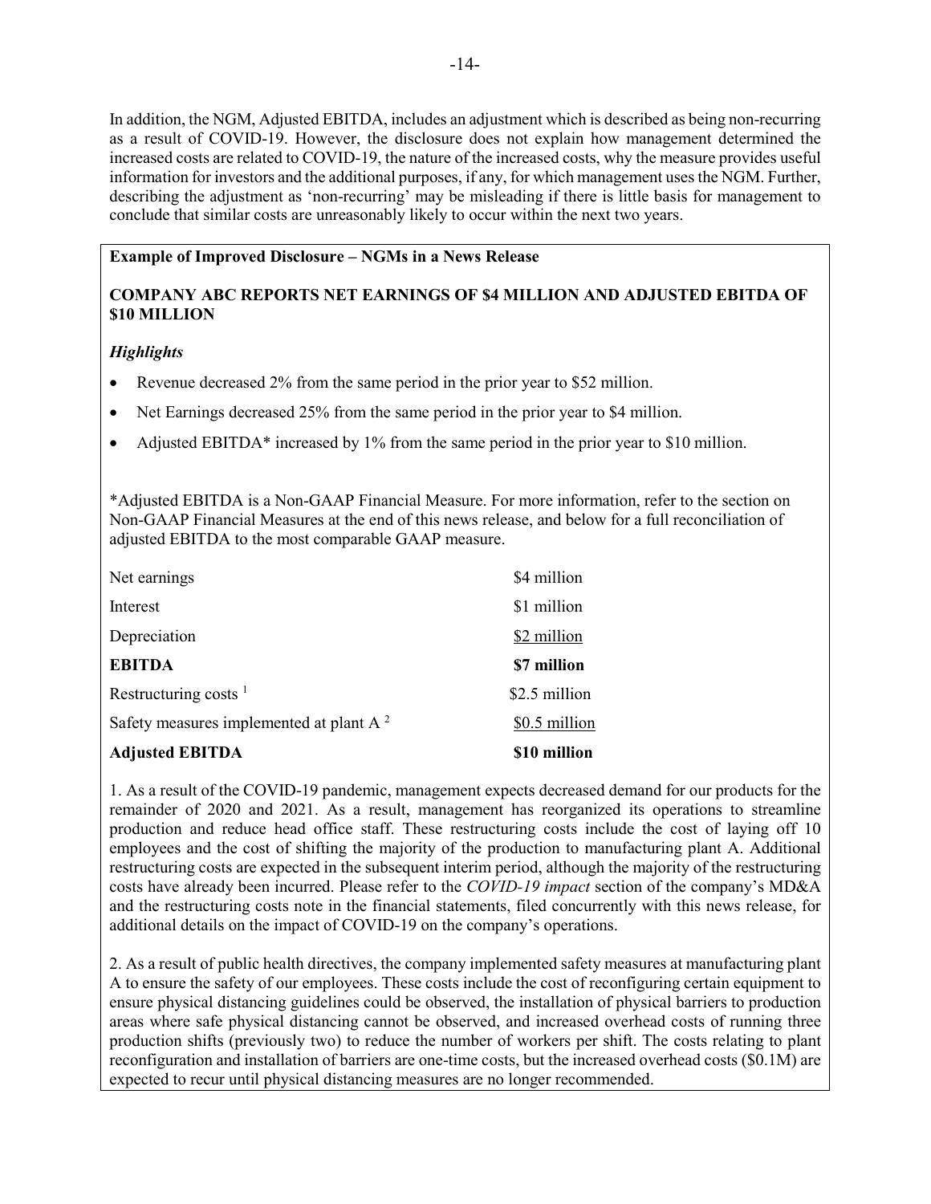In addition, the NGM, Adjusted EBITDA, includes an adjustment which is described as being non-recurring as a result of COVID-19. However, the disclosure does not explain how management determined the increased costs are related to COVID-19, the nature of the increased costs, why the measure provides useful information for investors and the additional purposes, if any, for which management uses the NGM. Further, describing the adjustment as 'non-recurring' may be misleading if there is little basis for management to conclude that similar costs are unreasonably likely to occur within the next two years.

**Example of Improved Disclosure – NGMs in a News Release**

**COMPANY ABC REPORTS NET EARNINGS OF $4 MILLION AND ADJUSTED EBITDA OF $10 MILLION**

***Highlights***

- Revenue decreased 2% from the same period in the prior year to $52 million.
- Net Earnings decreased 25% from the same period in the prior year to $4 million.
- Adjusted EBITDA* increased by 1% from the same period in the prior year to $10 million.

*Adjusted EBITDA is a Non-GAAP Financial Measure. For more information, refer to the section on Non-GAAP Financial Measures at the end of this news release, and below for a full reconciliation of adjusted EBITDA to the most comparable GAAP measure.

| | |
|---|---|
| Net earnings | $4 million |
| Interest | $1 million |
| Depreciation | $2 million |
| **EBITDA** | **$7 million** |
| Restructuring costs [1] | $2.5 million |
| Safety measures implemented at plant A [2] | $0.5 million |
| **Adjusted EBITDA** | **$10 million** |

1. As a result of the COVID-19 pandemic, management expects decreased demand for our products for the remainder of 2020 and 2021. As a result, management has reorganized its operations to streamline production and reduce head office staff. These restructuring costs include the cost of laying off 10 employees and the cost of shifting the majority of the production to manufacturing plant A. Additional restructuring costs are expected in the subsequent interim period, although the majority of the restructuring costs have already been incurred. Please refer to the *COVID-19 impact* section of the company's MD&A and the restructuring costs note in the financial statements, filed concurrently with this news release, for additional details on the impact of COVID-19 on the company's operations.

2. As a result of public health directives, the company implemented safety measures at manufacturing plant A to ensure the safety of our employees. These costs include the cost of reconfiguring certain equipment to ensure physical distancing guidelines could be observed, the installation of physical barriers to production areas where safe physical distancing cannot be observed, and increased overhead costs of running three production shifts (previously two) to reduce the number of workers per shift. The costs relating to plant reconfiguration and installation of barriers are one-time costs, but the increased overhead costs ($0.1M) are expected to recur until physical distancing measures are no longer recommended.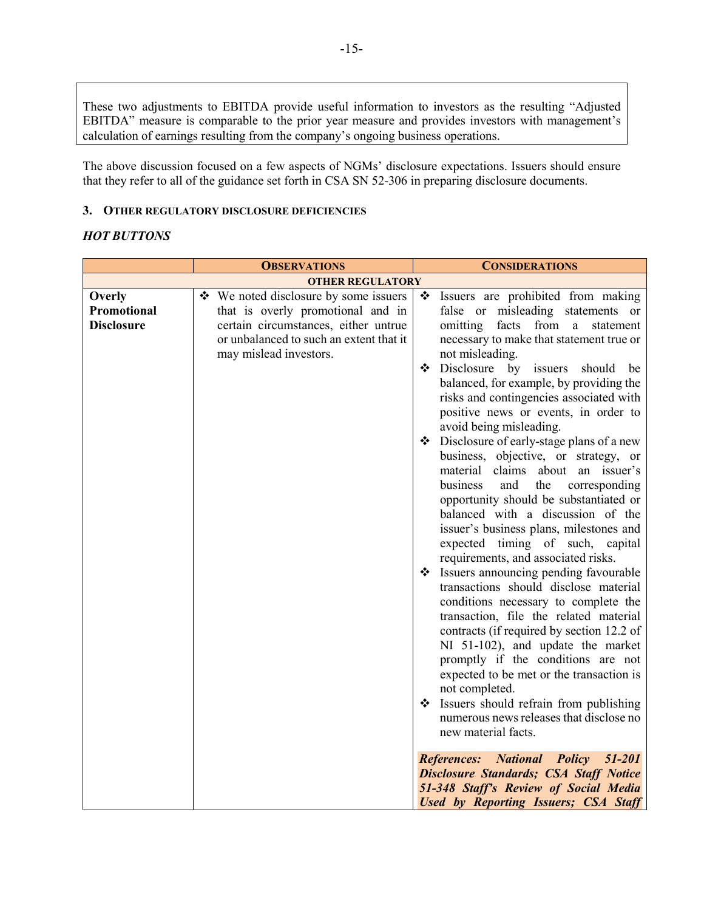These two adjustments to EBITDA provide useful information to investors as the resulting "Adjusted EBITDA" measure is comparable to the prior year measure and provides investors with management's calculation of earnings resulting from the company's ongoing business operations.

The above discussion focused on a few aspects of NGMs' disclosure expectations. Issuers should ensure that they refer to all of the guidance set forth in CSA SN 52-306 in preparing disclosure documents.

### 3. Other regulatory disclosure deficiencies

***HOT BUTTONS***

| | **Observations** | **Considerations** |
|---|---|---|
| **OTHER REGULATORY** | | |
| **Overly Promotional Disclosure** | ❖ We noted disclosure by some issuers that is overly promotional and in certain circumstances, either untrue or unbalanced to such an extent that it may mislead investors. | ❖ Issuers are prohibited from making false or misleading statements or omitting facts from a statement necessary to make that statement true or not misleading.<br>❖ Disclosure by issuers should be balanced, for example, by providing the risks and contingencies associated with positive news or events, in order to avoid being misleading.<br>❖ Disclosure of early-stage plans of a new business, objective, or strategy, or material claims about an issuer's business and the corresponding opportunity should be substantiated or balanced with a discussion of the issuer's business plans, milestones and expected timing of such, capital requirements, and associated risks.<br>❖ Issuers announcing pending favourable transactions should disclose material conditions necessary to complete the transaction, file the related material contracts (if required by section 12.2 of NI 51-102), and update the market promptly if the conditions are not expected to be met or the transaction is not completed.<br>❖ Issuers should refrain from publishing numerous news releases that disclose no new material facts.<br><br>***References: National Policy 51-201 Disclosure Standards; CSA Staff Notice 51-348 Staff's Review of Social Media Used by Reporting Issuers; CSA Staff*** |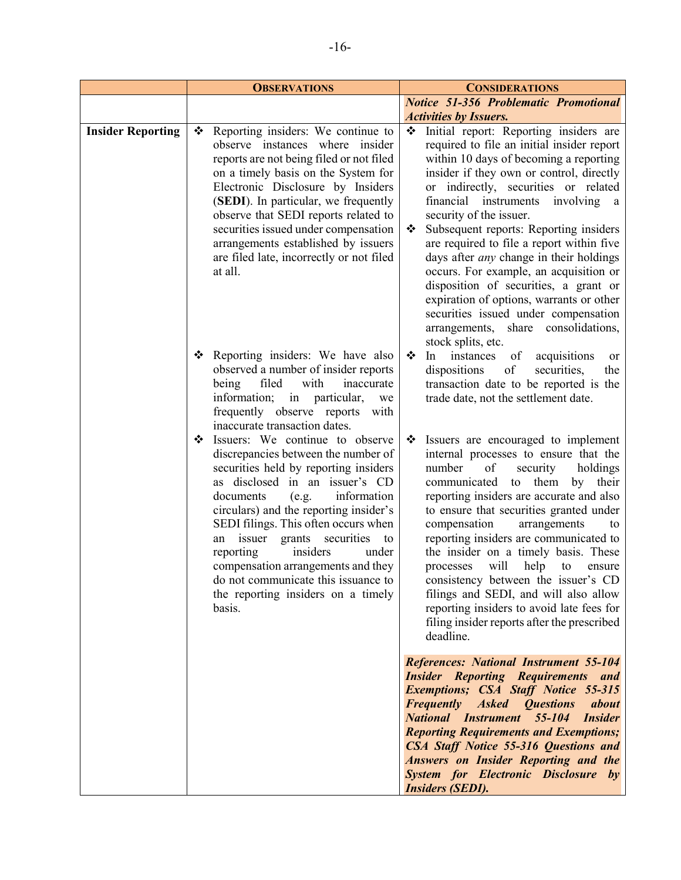| | **OBSERVATIONS** | **CONSIDERATIONS** |
|---|---|---|
| | | ***Notice 51-356 Problematic Promotional Activities by Issuers.*** |
| **Insider Reporting** | ❖ Reporting insiders: We continue to observe instances where insider reports are not being filed or not filed on a timely basis on the System for Electronic Disclosure by Insiders (**SEDI**). In particular, we frequently observe that SEDI reports related to securities issued under compensation arrangements established by issuers are filed late, incorrectly or not filed at all. | ❖ Initial report: Reporting insiders are required to file an initial insider report within 10 days of becoming a reporting insider if they own or control, directly or indirectly, securities or related financial instruments involving a security of the issuer.<br>❖ Subsequent reports: Reporting insiders are required to file a report within five days after *any* change in their holdings occurs. For example, an acquisition or disposition of securities, a grant or expiration of options, warrants or other securities issued under compensation arrangements, share consolidations, stock splits, etc. |
| | ❖ Reporting insiders: We have also observed a number of insider reports being filed with inaccurate information; in particular, we frequently observe reports with inaccurate transaction dates. | ❖ In instances of acquisitions or dispositions of securities, the transaction date to be reported is the trade date, not the settlement date. |
| | ❖ Issuers: We continue to observe discrepancies between the number of securities held by reporting insiders as disclosed in an issuer's CD documents (e.g. information circulars) and the reporting insider's SEDI filings. This often occurs when an issuer grants securities to reporting insiders under compensation arrangements and they do not communicate this issuance to the reporting insiders on a timely basis. | ❖ Issuers are encouraged to implement internal processes to ensure that the number of security holdings communicated to them by their reporting insiders are accurate and also to ensure that securities granted under compensation arrangements to reporting insiders are communicated to the insider on a timely basis. These processes will help to ensure consistency between the issuer's CD filings and SEDI, and will also allow reporting insiders to avoid late fees for filing insider reports after the prescribed deadline. |
| | | ***References: National Instrument 55-104 Insider Reporting Requirements and Exemptions; CSA Staff Notice 55-315 Frequently Asked Questions about National Instrument 55-104 Insider Reporting Requirements and Exemptions; CSA Staff Notice 55-316 Questions and Answers on Insider Reporting and the System for Electronic Disclosure by Insiders (SEDI).*** |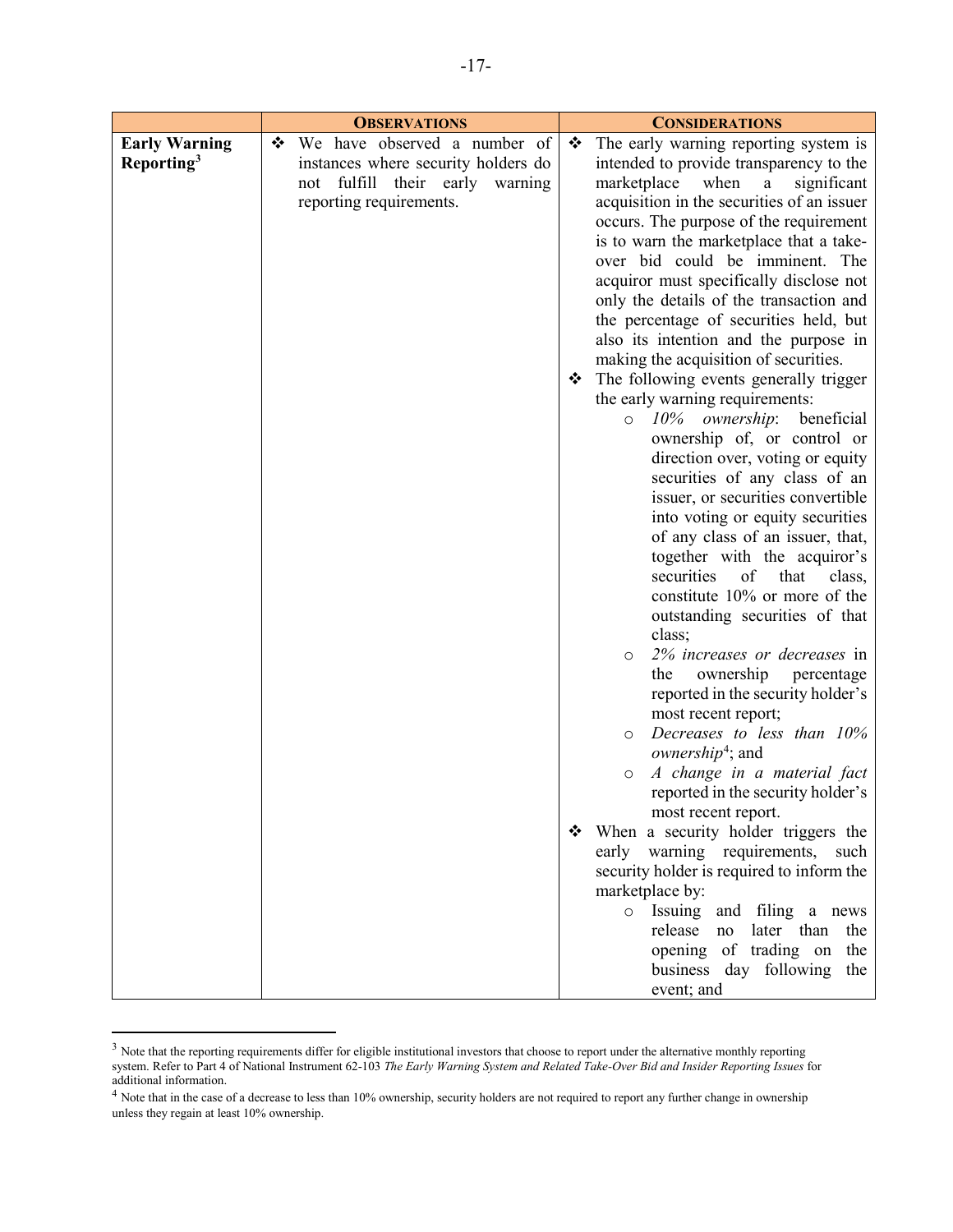| | OBSERVATIONS | CONSIDERATIONS |
|---|---|---|
| **Early Warning Reporting**[3] | ❖ We have observed a number of instances where security holders do not fulfill their early warning reporting requirements. | ❖ The early warning reporting system is intended to provide transparency to the marketplace when a significant acquisition in the securities of an issuer occurs. The purpose of the requirement is to warn the marketplace that a take-over bid could be imminent. The acquiror must specifically disclose not only the details of the transaction and the percentage of securities held, but also its intention and the purpose in making the acquisition of securities.<br>❖ The following events generally trigger the early warning requirements:<br>○ *10% ownership*: beneficial ownership of, or control or direction over, voting or equity securities of any class of an issuer, or securities convertible into voting or equity securities of any class of an issuer, that, together with the acquiror's securities of that class, constitute 10% or more of the outstanding securities of that class;<br>○ *2% increases or decreases* in the ownership percentage reported in the security holder's most recent report;<br>○ *Decreases to less than 10% ownership*[4]; and<br>○ *A change in a material fact* reported in the security holder's most recent report.<br>❖ When a security holder triggers the early warning requirements, such security holder is required to inform the marketplace by:<br>○ Issuing and filing a news release no later than the opening of trading on the business day following the event; and |

[3] Note that the reporting requirements differ for eligible institutional investors that choose to report under the alternative monthly reporting system. Refer to Part 4 of National Instrument 62-103 *The Early Warning System and Related Take-Over Bid and Insider Reporting Issues* for additional information.

[4] Note that in the case of a decrease to less than 10% ownership, security holders are not required to report any further change in ownership unless they regain at least 10% ownership.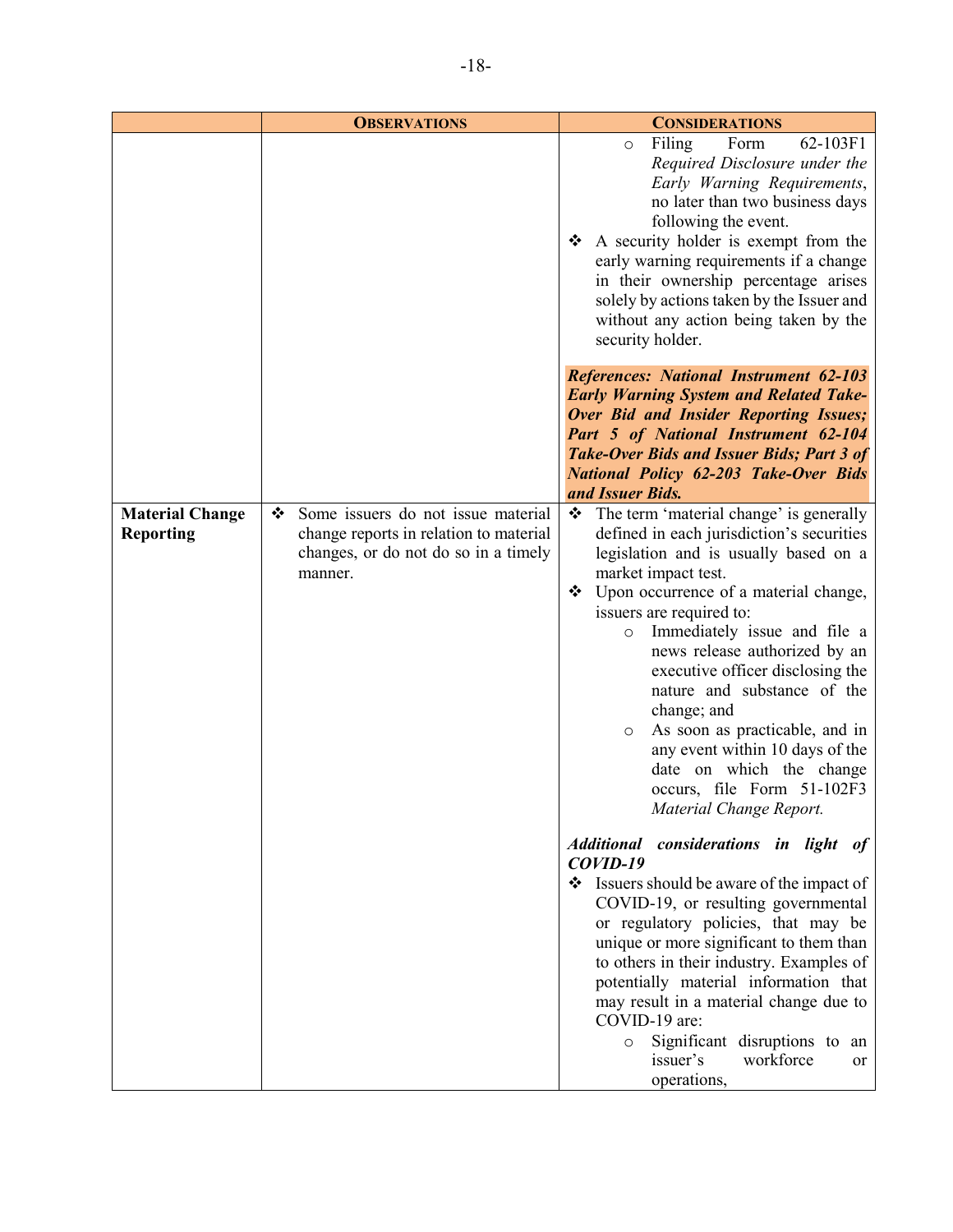| | **Observations** | **Considerations** |
|---|---|---|
| | | ○ Filing Form 62-103F1 *Required Disclosure under the Early Warning Requirements*, no later than two business days following the event.<br>❖ A security holder is exempt from the early warning requirements if a change in their ownership percentage arises solely by actions taken by the Issuer and without any action being taken by the security holder.<br><br>***References: National Instrument 62-103 Early Warning System and Related Take-Over Bid and Insider Reporting Issues; Part 5 of National Instrument 62-104 Take-Over Bids and Issuer Bids; Part 3 of National Policy 62-203 Take-Over Bids and Issuer Bids.*** |
| **Material Change Reporting** | ❖ Some issuers do not issue material change reports in relation to material changes, or do not do so in a timely manner. | ❖ The term 'material change' is generally defined in each jurisdiction's securities legislation and is usually based on a market impact test.<br>❖ Upon occurrence of a material change, issuers are required to:<br>○ Immediately issue and file a news release authorized by an executive officer disclosing the nature and substance of the change; and<br>○ As soon as practicable, and in any event within 10 days of the date on which the change occurs, file Form 51-102F3 *Material Change Report.*<br><br>***Additional considerations in light of COVID-19***<br>❖ Issuers should be aware of the impact of COVID-19, or resulting governmental or regulatory policies, that may be unique or more significant to them than to others in their industry. Examples of potentially material information that may result in a material change due to COVID-19 are:<br>○ Significant disruptions to an issuer's workforce or operations, |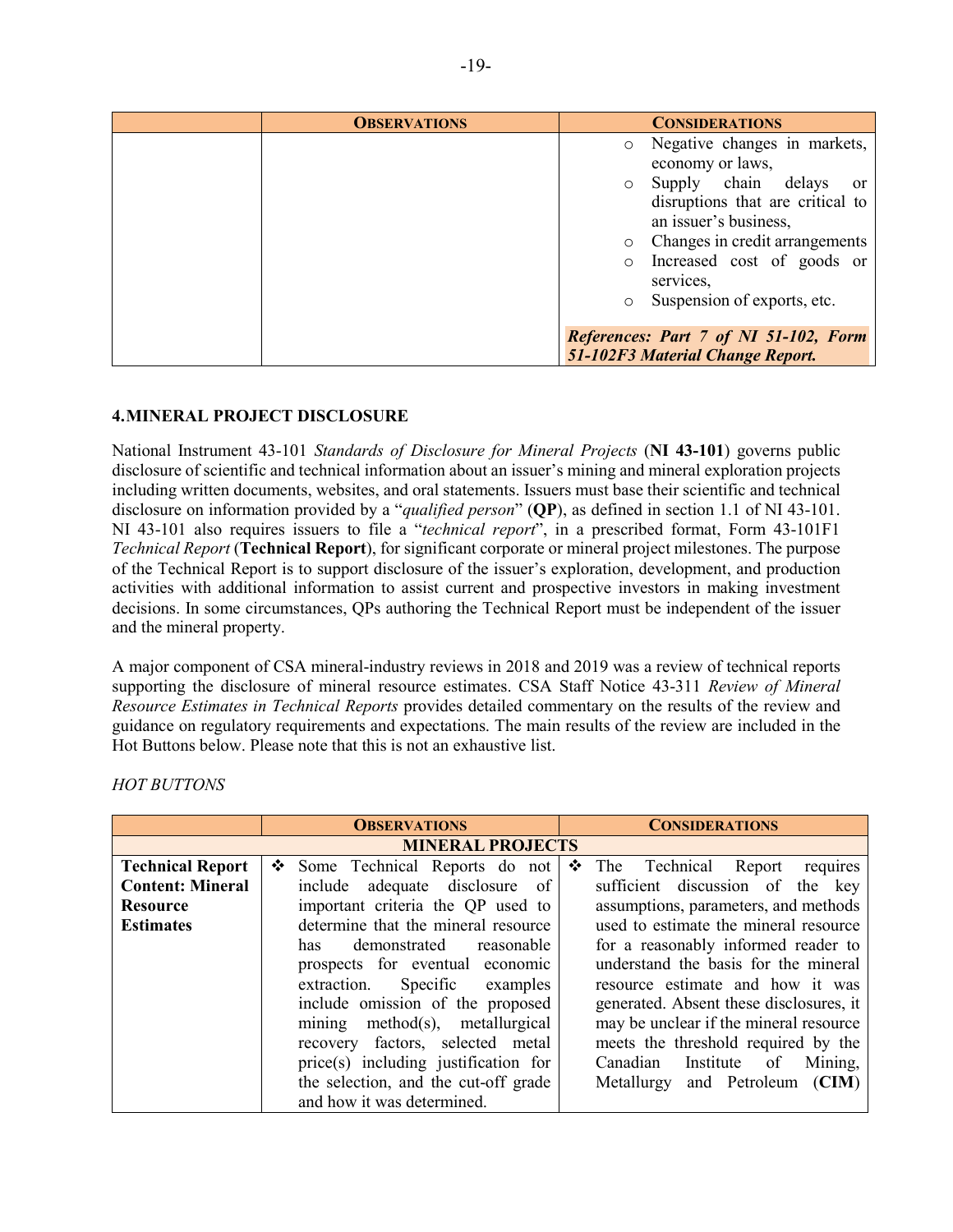| | **OBSERVATIONS** | **CONSIDERATIONS** |
|---|---|---|
| | | ○ Negative changes in markets, economy or laws,<br>○ Supply chain delays or disruptions that are critical to an issuer's business,<br>○ Changes in credit arrangements<br>○ Increased cost of goods or services,<br>○ Suspension of exports, etc.<br><br>***References: Part 7 of NI 51-102, Form 51-102F3 Material Change Report.*** |

## 4. MINERAL PROJECT DISCLOSURE

National Instrument 43-101 *Standards of Disclosure for Mineral Projects* (**NI 43-101**) governs public disclosure of scientific and technical information about an issuer's mining and mineral exploration projects including written documents, websites, and oral statements. Issuers must base their scientific and technical disclosure on information provided by a "*qualified person*" (**QP**), as defined in section 1.1 of NI 43-101. NI 43-101 also requires issuers to file a "*technical report*", in a prescribed format, Form 43-101F1 *Technical Report* (**Technical Report**), for significant corporate or mineral project milestones. The purpose of the Technical Report is to support disclosure of the issuer's exploration, development, and production activities with additional information to assist current and prospective investors in making investment decisions. In some circumstances, QPs authoring the Technical Report must be independent of the issuer and the mineral property.

A major component of CSA mineral-industry reviews in 2018 and 2019 was a review of technical reports supporting the disclosure of mineral resource estimates. CSA Staff Notice 43-311 *Review of Mineral Resource Estimates in Technical Reports* provides detailed commentary on the results of the review and guidance on regulatory requirements and expectations. The main results of the review are included in the Hot Buttons below. Please note that this is not an exhaustive list.

*HOT BUTTONS*

| | **OBSERVATIONS** | **CONSIDERATIONS** |
|---|---|---|
| **MINERAL PROJECTS** | | |
| **Technical Report Content: Mineral Resource Estimates** | ❖ Some Technical Reports do not include adequate disclosure of important criteria the QP used to determine that the mineral resource has demonstrated reasonable prospects for eventual economic extraction. Specific examples include omission of the proposed mining method(s), metallurgical recovery factors, selected metal price(s) including justification for the selection, and the cut-off grade and how it was determined. | ❖ The Technical Report requires sufficient discussion of the key assumptions, parameters, and methods used to estimate the mineral resource for a reasonably informed reader to understand the basis for the mineral resource estimate and how it was generated. Absent these disclosures, it may be unclear if the mineral resource meets the threshold required by the Canadian Institute of Mining, Metallurgy and Petroleum (**CIM**) |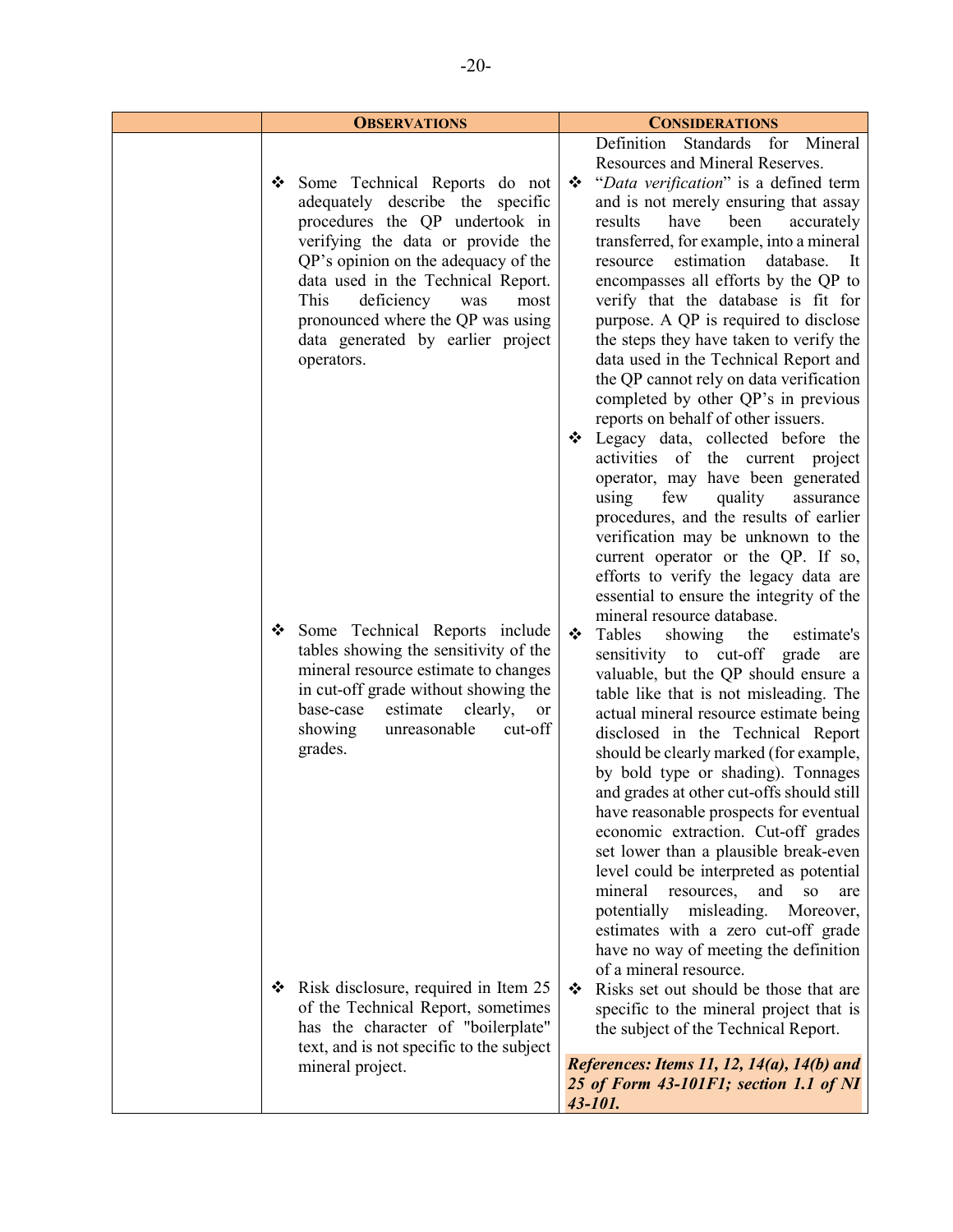| | **OBSERVATIONS** | **CONSIDERATIONS** |
|---|---|---|
| | | Definition Standards for Mineral Resources and Mineral Reserves. |
| | ❖ Some Technical Reports do not adequately describe the specific procedures the QP undertook in verifying the data or provide the QP's opinion on the adequacy of the data used in the Technical Report. This deficiency was most pronounced where the QP was using data generated by earlier project operators. | ❖ "*Data verification*" is a defined term and is not merely ensuring that assay results have been accurately transferred, for example, into a mineral resource estimation database. It encompasses all efforts by the QP to verify that the database is fit for purpose. A QP is required to disclose the steps they have taken to verify the data used in the Technical Report and the QP cannot rely on data verification completed by other QP's in previous reports on behalf of other issuers.<br>❖ Legacy data, collected before the activities of the current project operator, may have been generated using few quality assurance procedures, and the results of earlier verification may be unknown to the current operator or the QP. If so, efforts to verify the legacy data are essential to ensure the integrity of the mineral resource database. |
| | ❖ Some Technical Reports include tables showing the sensitivity of the mineral resource estimate to changes in cut-off grade without showing the base-case estimate clearly, or showing unreasonable cut-off grades. | ❖ Tables showing the estimate's sensitivity to cut-off grade are valuable, but the QP should ensure a table like that is not misleading. The actual mineral resource estimate being disclosed in the Technical Report should be clearly marked (for example, by bold type or shading). Tonnages and grades at other cut-offs should still have reasonable prospects for eventual economic extraction. Cut-off grades set lower than a plausible break-even level could be interpreted as potential mineral resources, and so are potentially misleading. Moreover, estimates with a zero cut-off grade have no way of meeting the definition of a mineral resource. |
| | ❖ Risk disclosure, required in Item 25 of the Technical Report, sometimes has the character of "boilerplate" text, and is not specific to the subject mineral project. | ❖ Risks set out should be those that are specific to the mineral project that is the subject of the Technical Report.<br><br>***References: Items 11, 12, 14(a), 14(b) and 25 of Form 43-101F1; section 1.1 of NI 43-101.*** |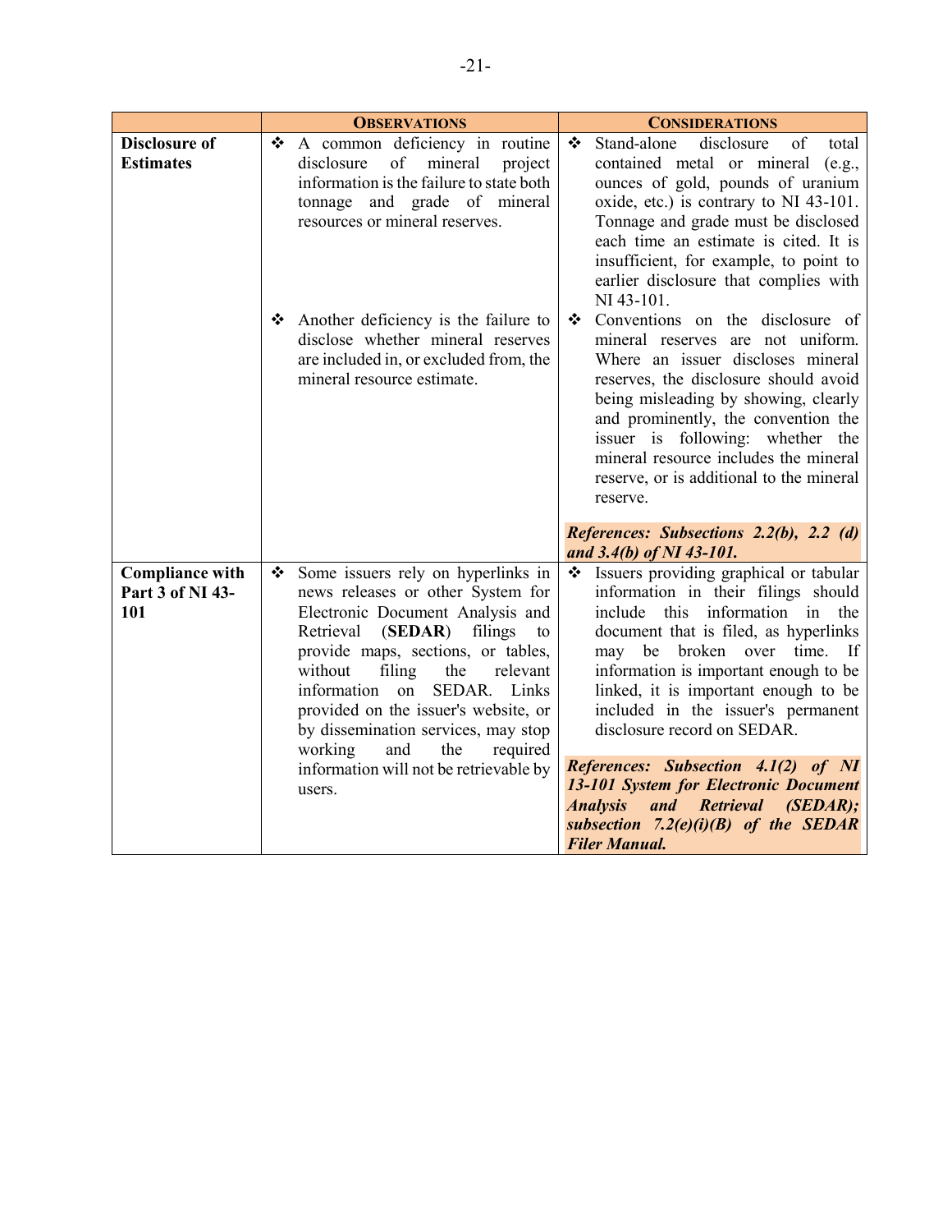| | **Observations** | **Considerations** |
|---|---|---|
| **Disclosure of Estimates** | ❖ A common deficiency in routine disclosure of mineral project information is the failure to state both tonnage and grade of mineral resources or mineral reserves. | ❖ Stand-alone disclosure of total contained metal or mineral (e.g., ounces of gold, pounds of uranium oxide, etc.) is contrary to NI 43-101. Tonnage and grade must be disclosed each time an estimate is cited. It is insufficient, for example, to point to earlier disclosure that complies with NI 43-101. |
| | ❖ Another deficiency is the failure to disclose whether mineral reserves are included in, or excluded from, the mineral resource estimate. | ❖ Conventions on the disclosure of mineral reserves are not uniform. Where an issuer discloses mineral reserves, the disclosure should avoid being misleading by showing, clearly and prominently, the convention the issuer is following: whether the mineral resource includes the mineral reserve, or is additional to the mineral reserve.<br><br>***References: Subsections 2.2(b), 2.2 (d) and 3.4(b) of NI 43-101.*** |
| **Compliance with Part 3 of NI 43-101** | ❖ Some issuers rely on hyperlinks in news releases or other System for Electronic Document Analysis and Retrieval (**SEDAR**) filings to provide maps, sections, or tables, without filing the relevant information on SEDAR. Links provided on the issuer's website, or by dissemination services, may stop working and the required information will not be retrievable by users. | ❖ Issuers providing graphical or tabular information in their filings should include this information in the document that is filed, as hyperlinks may be broken over time. If information is important enough to be linked, it is important enough to be included in the issuer's permanent disclosure record on SEDAR.<br><br>***References: Subsection 4.1(2) of NI 13-101 System for Electronic Document Analysis and Retrieval (SEDAR); subsection 7.2(e)(i)(B) of the SEDAR Filer Manual.*** |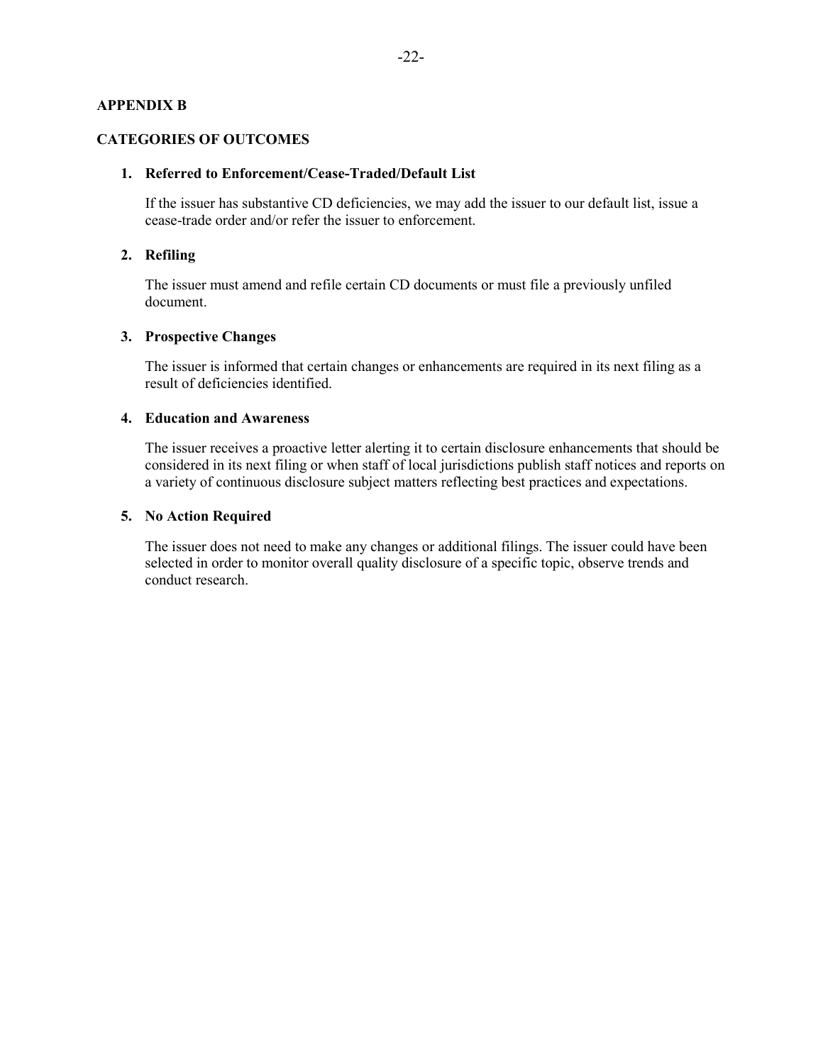## APPENDIX B

## CATEGORIES OF OUTCOMES

### 1. Referred to Enforcement/Cease-Traded/Default List

If the issuer has substantive CD deficiencies, we may add the issuer to our default list, issue a cease-trade order and/or refer the issuer to enforcement.

### 2. Refiling

The issuer must amend and refile certain CD documents or must file a previously unfiled document.

### 3. Prospective Changes

The issuer is informed that certain changes or enhancements are required in its next filing as a result of deficiencies identified.

### 4. Education and Awareness

The issuer receives a proactive letter alerting it to certain disclosure enhancements that should be considered in its next filing or when staff of local jurisdictions publish staff notices and reports on a variety of continuous disclosure subject matters reflecting best practices and expectations.

### 5. No Action Required

The issuer does not need to make any changes or additional filings. The issuer could have been selected in order to monitor overall quality disclosure of a specific topic, observe trends and conduct research.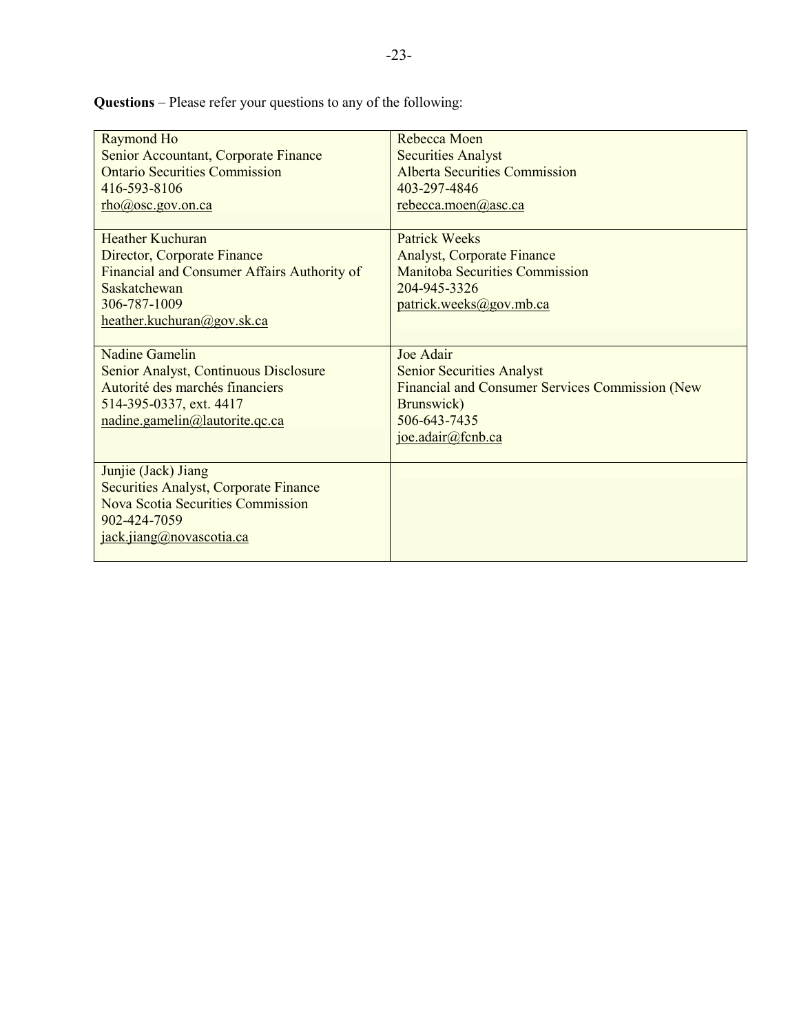**Questions** – Please refer your questions to any of the following:

| | |
|---|---|
| Raymond Ho<br>Senior Accountant, Corporate Finance<br>Ontario Securities Commission<br>416-593-8106<br>rho@osc.gov.on.ca | Rebecca Moen<br>Securities Analyst<br>Alberta Securities Commission<br>403-297-4846<br>rebecca.moen@asc.ca |
| Heather Kuchuran<br>Director, Corporate Finance<br>Financial and Consumer Affairs Authority of Saskatchewan<br>306-787-1009<br>heather.kuchuran@gov.sk.ca | Patrick Weeks<br>Analyst, Corporate Finance<br>Manitoba Securities Commission<br>204-945-3326<br>patrick.weeks@gov.mb.ca |
| Nadine Gamelin<br>Senior Analyst, Continuous Disclosure<br>Autorité des marchés financiers<br>514-395-0337, ext. 4417<br>nadine.gamelin@lautorite.qc.ca | Joe Adair<br>Senior Securities Analyst<br>Financial and Consumer Services Commission (New Brunswick)<br>506-643-7435<br>joe.adair@fcnb.ca |
| Junjie (Jack) Jiang<br>Securities Analyst, Corporate Finance<br>Nova Scotia Securities Commission<br>902-424-7059<br>jack.jiang@novascotia.ca | |